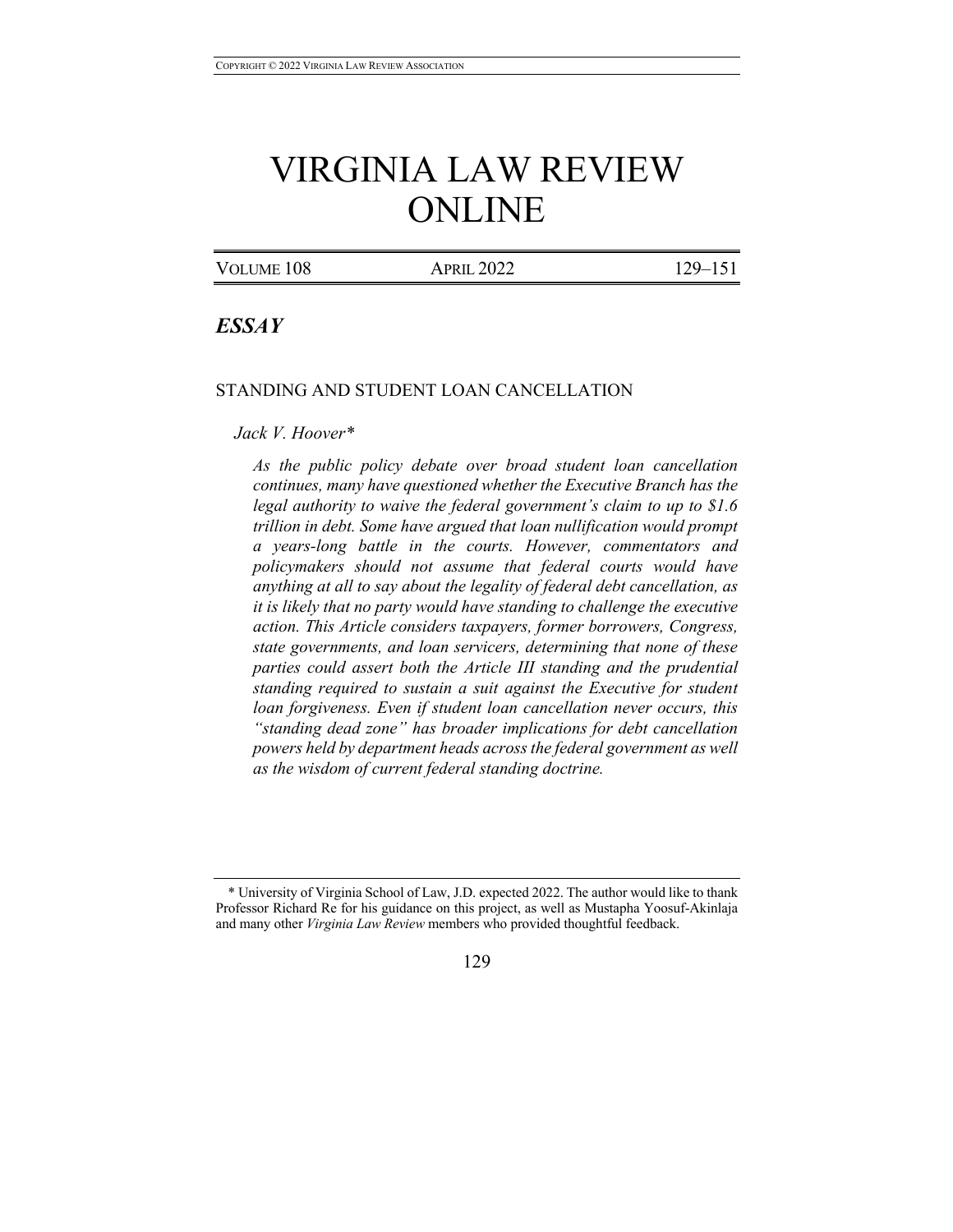# VIRGINIA LAW REVIEW ONLINE

## *ESSAY*

### STANDING AND STUDENT LOAN CANCELLATION

*Jack V. Hoover**

*As the public policy debate over broad student loan cancellation continues, many have questioned whether the Executive Branch has the legal authority to waive the federal government's claim to up to $1.6 trillion in debt. Some have argued that loan nullification would prompt a years-long battle in the courts. However, commentators and policymakers should not assume that federal courts would have anything at all to say about the legality of federal debt cancellation, as it is likely that no party would have standing to challenge the executive action. This Article considers taxpayers, former borrowers, Congress, state governments, and loan servicers, determining that none of these parties could assert both the Article III standing and the prudential standing required to sustain a suit against the Executive for student loan forgiveness. Even if student loan cancellation never occurs, this "standing dead zone" has broader implications for debt cancellation powers held by department heads across the federal government as well as the wisdom of current federal standing doctrine.*

---

\* University of Virginia School of Law, J.D. expected 2022. The author would like to thank Professor Richard Re for his guidance on this project, as well as Mustapha Yoosuf-Akinlaja and many other *Virginia Law Review* members who provided thoughtful feedback.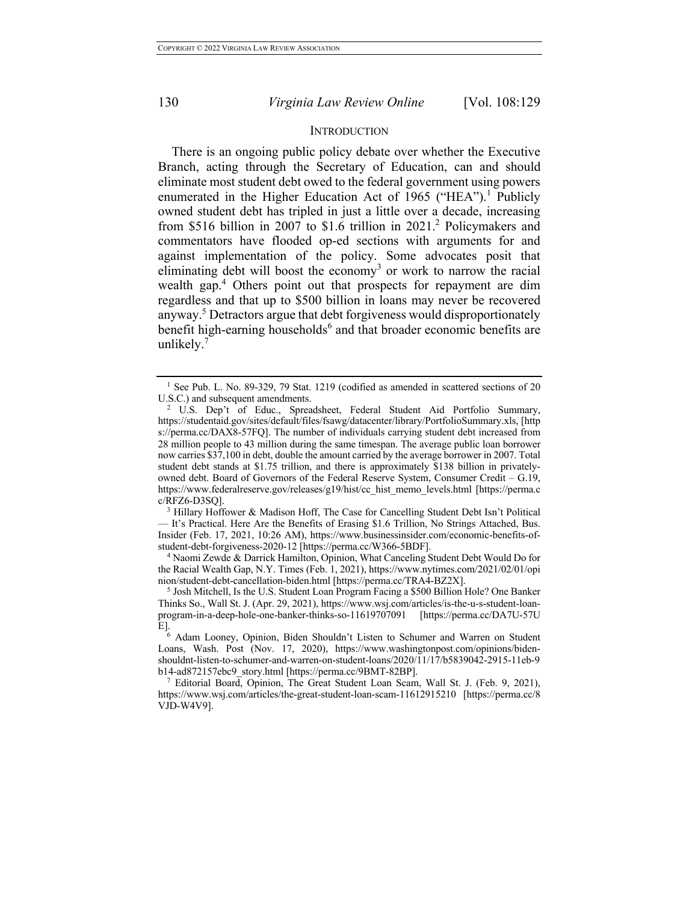## INTRODUCTION

There is an ongoing public policy debate over whether the Executive Branch, acting through the Secretary of Education, can and should eliminate most student debt owed to the federal government using powers enumerated in the Higher Education Act of 1965 ("HEA").[1] Publicly owned student debt has tripled in just a little over a decade, increasing from $516 billion in 2007 to $1.6 trillion in 2021.[2] Policymakers and commentators have flooded op-ed sections with arguments for and against implementation of the policy. Some advocates posit that eliminating debt will boost the economy[3] or work to narrow the racial wealth gap.[4] Others point out that prospects for repayment are dim regardless and that up to $500 billion in loans may never be recovered anyway.[5] Detractors argue that debt forgiveness would disproportionately benefit high-earning households[6] and that broader economic benefits are unlikely.[7]

---

[1] See Pub. L. No. 89-329, 79 Stat. 1219 (codified as amended in scattered sections of 20 U.S.C.) and subsequent amendments.

[2] U.S. Dep't of Educ., Spreadsheet, Federal Student Aid Portfolio Summary, https://studentaid.gov/sites/default/files/fsawg/datacenter/library/PortfolioSummary.xls, [https://perma.cc/DAX8-57FQ]. The number of individuals carrying student debt increased from 28 million people to 43 million during the same timespan. The average public loan borrower now carries $37,100 in debt, double the amount carried by the average borrower in 2007. Total student debt stands at $1.75 trillion, and there is approximately $138 billion in privately-owned debt. Board of Governors of the Federal Reserve System, Consumer Credit – G.19, https://www.federalreserve.gov/releases/g19/hist/cc_hist_memo_levels.html [https://perma.cc/RFZ6-D3SQ].

[3] Hillary Hoffower & Madison Hoff, The Case for Cancelling Student Debt Isn't Political — It's Practical. Here Are the Benefits of Erasing $1.6 Trillion, No Strings Attached, Bus. Insider (Feb. 17, 2021, 10:26 AM), https://www.businessinsider.com/economic-benefits-of-student-debt-forgiveness-2020-12 [https://perma.cc/W366-5BDF].

[4] Naomi Zewde & Darrick Hamilton, Opinion, What Canceling Student Debt Would Do for the Racial Wealth Gap, N.Y. Times (Feb. 1, 2021), https://www.nytimes.com/2021/02/01/opinion/student-debt-cancellation-biden.html [https://perma.cc/TRA4-BZ2X].

[5] Josh Mitchell, Is the U.S. Student Loan Program Facing a $500 Billion Hole? One Banker Thinks So., Wall St. J. (Apr. 29, 2021), https://www.wsj.com/articles/is-the-u-s-student-loan-program-in-a-deep-hole-one-banker-thinks-so-11619707091 [https://perma.cc/DA7U-57UE].

[6] Adam Looney, Opinion, Biden Shouldn't Listen to Schumer and Warren on Student Loans, Wash. Post (Nov. 17, 2020), https://www.washingtonpost.com/opinions/biden-shouldnt-listen-to-schumer-and-warren-on-student-loans/2020/11/17/b5839042-2915-11eb-9b14-ad872157ebc9_story.html [https://perma.cc/9BMT-82BP].

[7] Editorial Board, Opinion, The Great Student Loan Scam, Wall St. J. (Feb. 9, 2021), https://www.wsj.com/articles/the-great-student-loan-scam-11612915210 [https://perma.cc/8VJD-W4V9].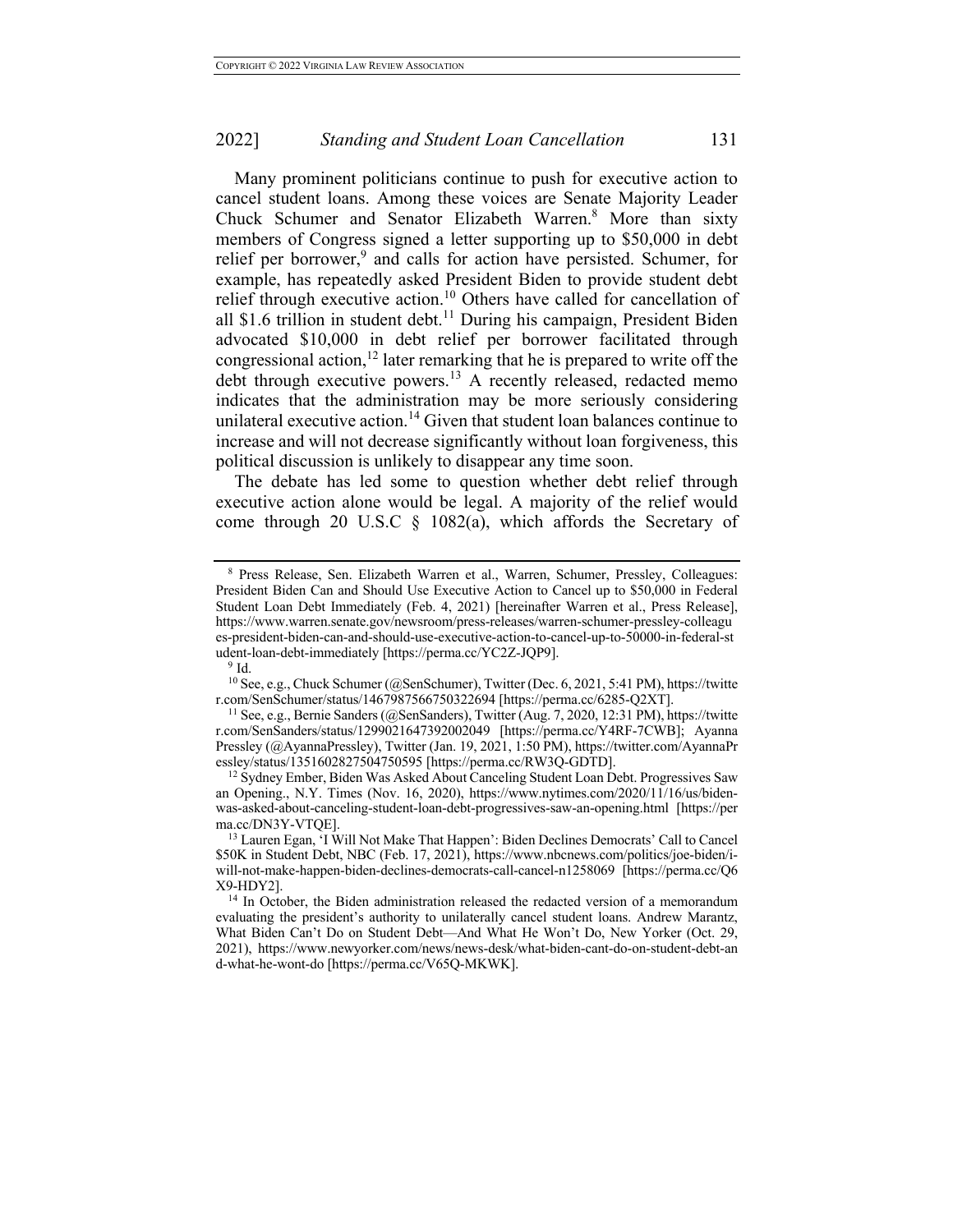Many prominent politicians continue to push for executive action to cancel student loans. Among these voices are Senate Majority Leader Chuck Schumer and Senator Elizabeth Warren.[8] More than sixty members of Congress signed a letter supporting up to $50,000 in debt relief per borrower,[9] and calls for action have persisted. Schumer, for example, has repeatedly asked President Biden to provide student debt relief through executive action.[10] Others have called for cancellation of all $1.6 trillion in student debt.[11] During his campaign, President Biden advocated $10,000 in debt relief per borrower facilitated through congressional action,[12] later remarking that he is prepared to write off the debt through executive powers.[13] A recently released, redacted memo indicates that the administration may be more seriously considering unilateral executive action.[14] Given that student loan balances continue to increase and will not decrease significantly without loan forgiveness, this political discussion is unlikely to disappear any time soon.

The debate has led some to question whether debt relief through executive action alone would be legal. A majority of the relief would come through 20 U.S.C § 1082(a), which affords the Secretary of

---

[8] Press Release, Sen. Elizabeth Warren et al., Warren, Schumer, Pressley, Colleagues: President Biden Can and Should Use Executive Action to Cancel up to $50,000 in Federal Student Loan Debt Immediately (Feb. 4, 2021) [hereinafter Warren et al., Press Release], https://www.warren.senate.gov/newsroom/press-releases/warren-schumer-pressley-colleagues-president-biden-can-and-should-use-executive-action-to-cancel-up-to-50000-in-federal-student-loan-debt-immediately [https://perma.cc/YC2Z-JQP9].

[9] Id.

[10] See, e.g., Chuck Schumer (@SenSchumer), Twitter (Dec. 6, 2021, 5:41 PM), https://twitter.com/SenSchumer/status/1467987566750322694 [https://perma.cc/6285-Q2XT].

[11] See, e.g., Bernie Sanders (@SenSanders), Twitter (Aug. 7, 2020, 12:31 PM), https://twitter.com/SenSanders/status/1299021647392002049 [https://perma.cc/Y4RF-7CWB]; Ayanna Pressley (@AyannaPressley), Twitter (Jan. 19, 2021, 1:50 PM), https://twitter.com/AyannaPressley/status/1351602827504750595 [https://perma.cc/RW3Q-GDTD].

[12] Sydney Ember, Biden Was Asked About Canceling Student Loan Debt. Progressives Saw an Opening., N.Y. Times (Nov. 16, 2020), https://www.nytimes.com/2020/11/16/us/biden-was-asked-about-canceling-student-loan-debt-progressives-saw-an-opening.html [https://perma.cc/DN3Y-VTQE].

[13] Lauren Egan, 'I Will Not Make That Happen': Biden Declines Democrats' Call to Cancel $50K in Student Debt, NBC (Feb. 17, 2021), https://www.nbcnews.com/politics/joe-biden/i-will-not-make-happen-biden-declines-democrats-call-cancel-n1258069 [https://perma.cc/Q6X9-HDY2].

[14] In October, the Biden administration released the redacted version of a memorandum evaluating the president's authority to unilaterally cancel student loans. Andrew Marantz, What Biden Can't Do on Student Debt—And What He Won't Do, New Yorker (Oct. 29, 2021), https://www.newyorker.com/news/news-desk/what-biden-cant-do-on-student-debt-and-what-he-wont-do [https://perma.cc/V65Q-MKWK].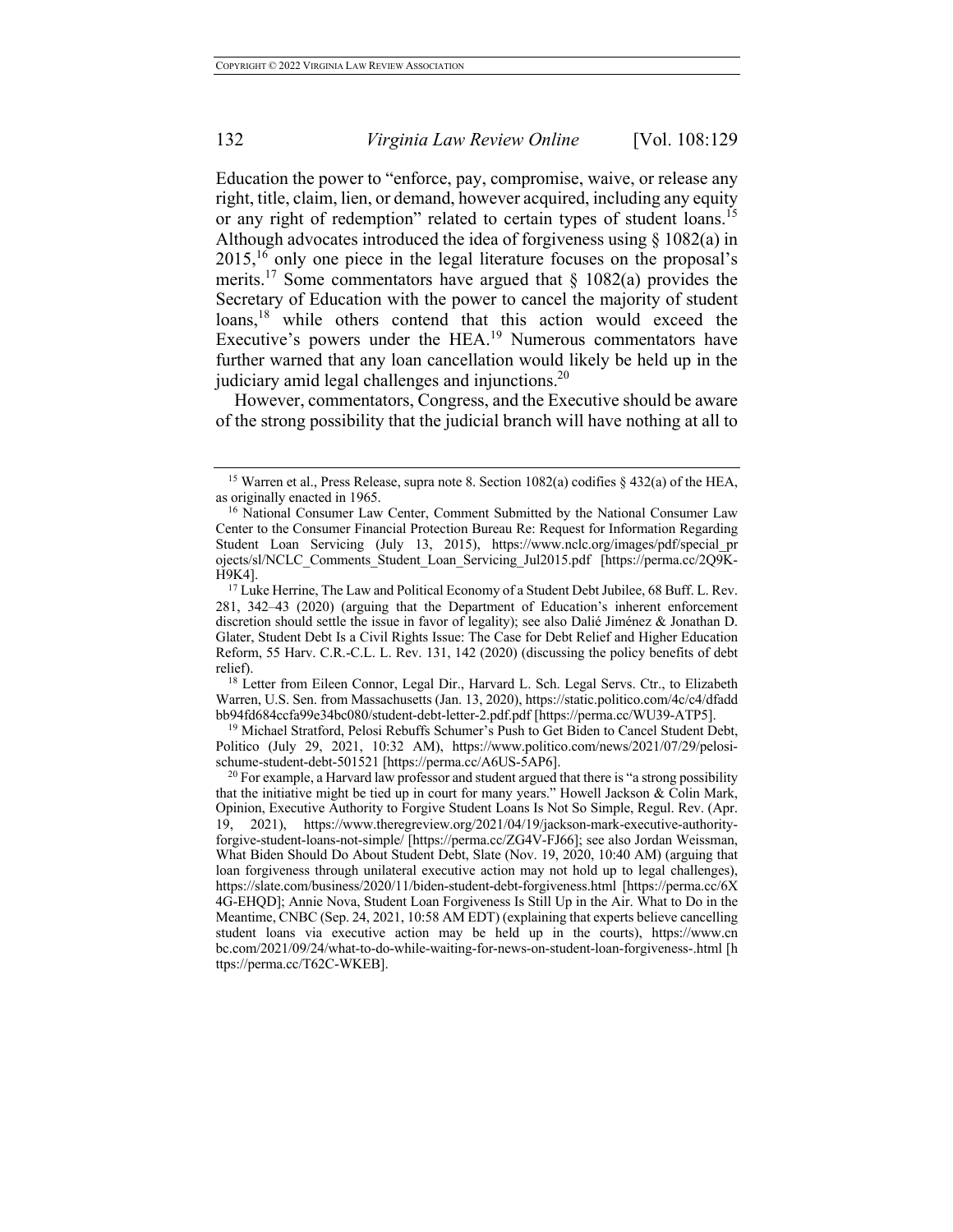Education the power to "enforce, pay, compromise, waive, or release any right, title, claim, lien, or demand, however acquired, including any equity or any right of redemption" related to certain types of student loans.[15] Although advocates introduced the idea of forgiveness using § 1082(a) in 2015,[16] only one piece in the legal literature focuses on the proposal's merits.[17] Some commentators have argued that § 1082(a) provides the Secretary of Education with the power to cancel the majority of student loans,[18] while others contend that this action would exceed the Executive's powers under the HEA.[19] Numerous commentators have further warned that any loan cancellation would likely be held up in the judiciary amid legal challenges and injunctions.[20]

However, commentators, Congress, and the Executive should be aware of the strong possibility that the judicial branch will have nothing at all to

---

[15] Warren et al., Press Release, supra note 8. Section 1082(a) codifies § 432(a) of the HEA, as originally enacted in 1965.

[16] National Consumer Law Center, Comment Submitted by the National Consumer Law Center to the Consumer Financial Protection Bureau Re: Request for Information Regarding Student Loan Servicing (July 13, 2015), https://www.nclc.org/images/pdf/special_projects/sl/NCLC_Comments_Student_Loan_Servicing_Jul2015.pdf [https://perma.cc/2Q9K-H9K4].

[17] Luke Herrine, The Law and Political Economy of a Student Debt Jubilee, 68 Buff. L. Rev. 281, 342–43 (2020) (arguing that the Department of Education's inherent enforcement discretion should settle the issue in favor of legality); see also Dalié Jiménez & Jonathan D. Glater, Student Debt Is a Civil Rights Issue: The Case for Debt Relief and Higher Education Reform, 55 Harv. C.R.-C.L. L. Rev. 131, 142 (2020) (discussing the policy benefits of debt relief).

[18] Letter from Eileen Connor, Legal Dir., Harvard L. Sch. Legal Servs. Ctr., to Elizabeth Warren, U.S. Sen. from Massachusetts (Jan. 13, 2020), https://static.politico.com/4c/c4/dfaddbb94fd684ccfa99e34bc080/student-debt-letter-2.pdf.pdf [https://perma.cc/WU39-ATP5].

[19] Michael Stratford, Pelosi Rebuffs Schumer's Push to Get Biden to Cancel Student Debt, Politico (July 29, 2021, 10:32 AM), https://www.politico.com/news/2021/07/29/pelosi-schume-student-debt-501521 [https://perma.cc/A6US-5AP6].

[20] For example, a Harvard law professor and student argued that there is "a strong possibility that the initiative might be tied up in court for many years." Howell Jackson & Colin Mark, Opinion, Executive Authority to Forgive Student Loans Is Not So Simple, Regul. Rev. (Apr. 19, 2021), https://www.theregreview.org/2021/04/19/jackson-mark-executive-authority-forgive-student-loans-not-simple/ [https://perma.cc/ZG4V-FJ66]; see also Jordan Weissman, What Biden Should Do About Student Debt, Slate (Nov. 19, 2020, 10:40 AM) (arguing that loan forgiveness through unilateral executive action may not hold up to legal challenges), https://slate.com/business/2020/11/biden-student-debt-forgiveness.html [https://perma.cc/6X4G-EHQD]; Annie Nova, Student Loan Forgiveness Is Still Up in the Air. What to Do in the Meantime, CNBC (Sep. 24, 2021, 10:58 AM EDT) (explaining that experts believe cancelling student loans via executive action may be held up in the courts), https://www.cnbc.com/2021/09/24/what-to-do-while-waiting-for-news-on-student-loan-forgiveness-.html [https://perma.cc/T62C-WKEB].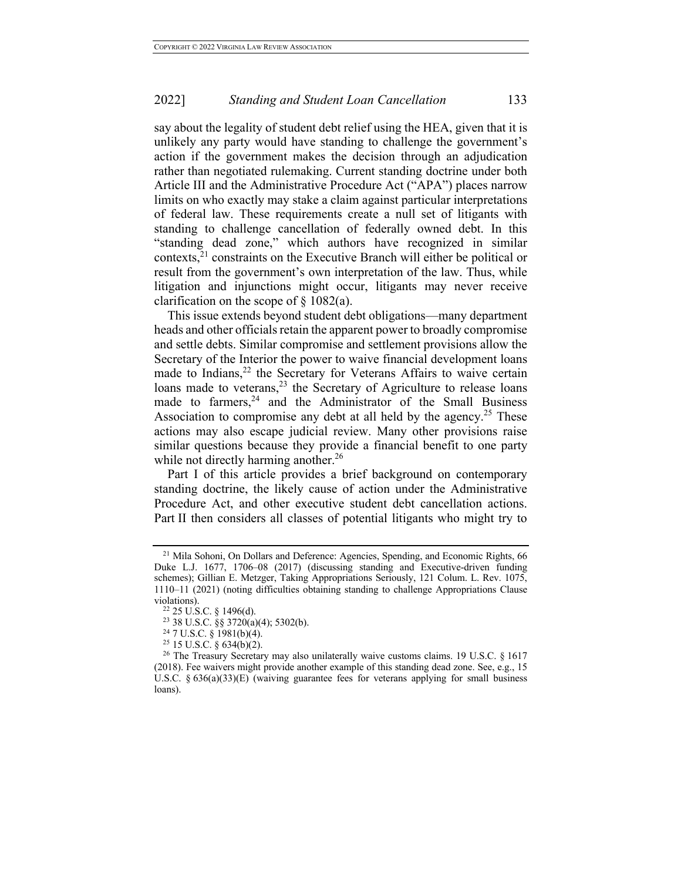say about the legality of student debt relief using the HEA, given that it is unlikely any party would have standing to challenge the government's action if the government makes the decision through an adjudication rather than negotiated rulemaking. Current standing doctrine under both Article III and the Administrative Procedure Act ("APA") places narrow limits on who exactly may stake a claim against particular interpretations of federal law. These requirements create a null set of litigants with standing to challenge cancellation of federally owned debt. In this "standing dead zone," which authors have recognized in similar contexts,[21] constraints on the Executive Branch will either be political or result from the government's own interpretation of the law. Thus, while litigation and injunctions might occur, litigants may never receive clarification on the scope of § 1082(a).

This issue extends beyond student debt obligations—many department heads and other officials retain the apparent power to broadly compromise and settle debts. Similar compromise and settlement provisions allow the Secretary of the Interior the power to waive financial development loans made to Indians,[22] the Secretary for Veterans Affairs to waive certain loans made to veterans,[23] the Secretary of Agriculture to release loans made to farmers,[24] and the Administrator of the Small Business Association to compromise any debt at all held by the agency.[25] These actions may also escape judicial review. Many other provisions raise similar questions because they provide a financial benefit to one party while not directly harming another.[26]

Part I of this article provides a brief background on contemporary standing doctrine, the likely cause of action under the Administrative Procedure Act, and other executive student debt cancellation actions. Part II then considers all classes of potential litigants who might try to

---

[21] Mila Sohoni, On Dollars and Deference: Agencies, Spending, and Economic Rights, 66 Duke L.J. 1677, 1706–08 (2017) (discussing standing and Executive-driven funding schemes); Gillian E. Metzger, Taking Appropriations Seriously, 121 Colum. L. Rev. 1075, 1110–11 (2021) (noting difficulties obtaining standing to challenge Appropriations Clause violations).

[22] 25 U.S.C. § 1496(d).

[23] 38 U.S.C. §§ 3720(a)(4); 5302(b).

[24] 7 U.S.C. § 1981(b)(4).

[25] 15 U.S.C. § 634(b)(2).

[26] The Treasury Secretary may also unilaterally waive customs claims. 19 U.S.C. § 1617 (2018). Fee waivers might provide another example of this standing dead zone. See, e.g., 15 U.S.C. § 636(a)(33)(E) (waiving guarantee fees for veterans applying for small business loans).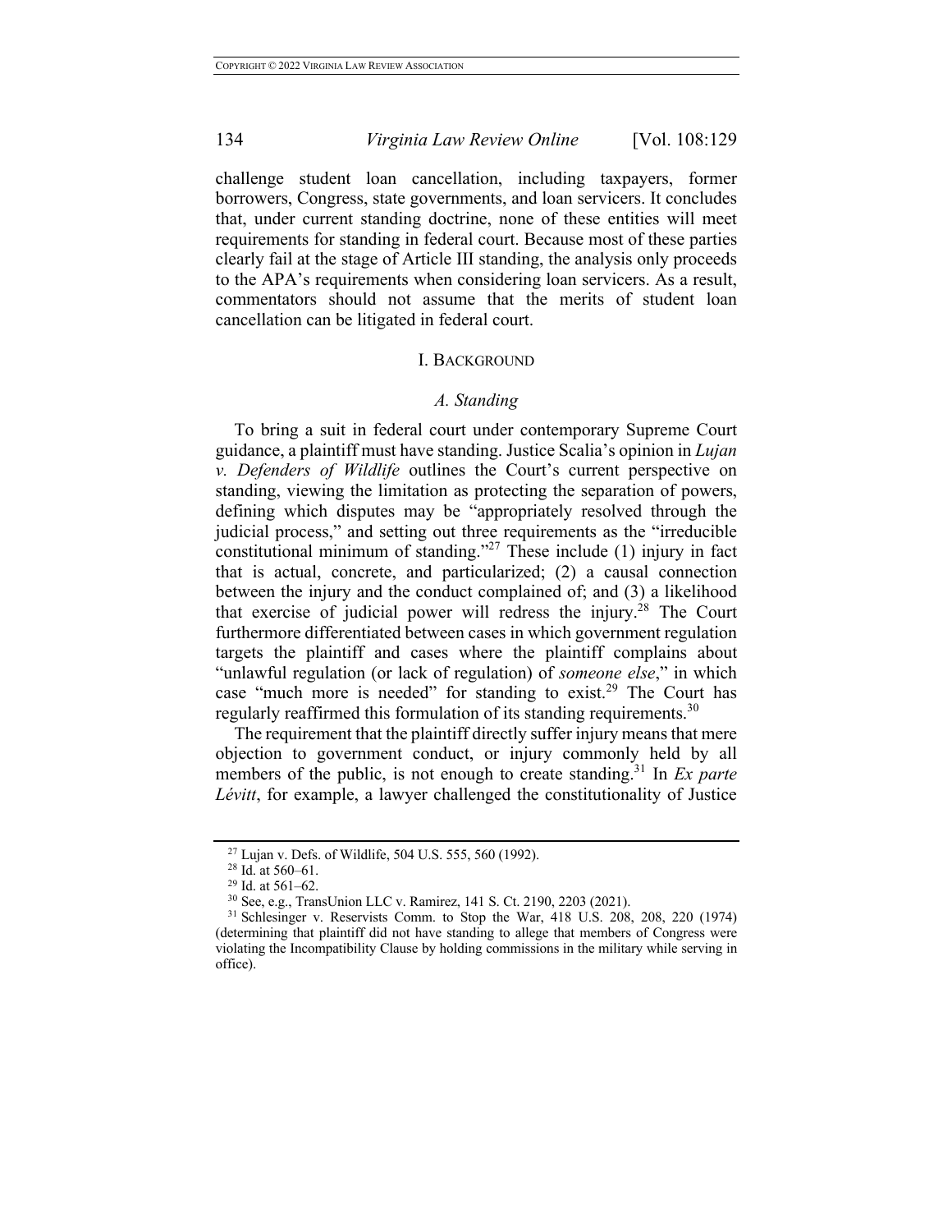challenge student loan cancellation, including taxpayers, former borrowers, Congress, state governments, and loan servicers. It concludes that, under current standing doctrine, none of these entities will meet requirements for standing in federal court. Because most of these parties clearly fail at the stage of Article III standing, the analysis only proceeds to the APA's requirements when considering loan servicers. As a result, commentators should not assume that the merits of student loan cancellation can be litigated in federal court.

## I. BACKGROUND

### *A. Standing*

To bring a suit in federal court under contemporary Supreme Court guidance, a plaintiff must have standing. Justice Scalia's opinion in *Lujan v. Defenders of Wildlife* outlines the Court's current perspective on standing, viewing the limitation as protecting the separation of powers, defining which disputes may be "appropriately resolved through the judicial process," and setting out three requirements as the "irreducible constitutional minimum of standing."[27] These include (1) injury in fact that is actual, concrete, and particularized; (2) a causal connection between the injury and the conduct complained of; and (3) a likelihood that exercise of judicial power will redress the injury.[28] The Court furthermore differentiated between cases in which government regulation targets the plaintiff and cases where the plaintiff complains about "unlawful regulation (or lack of regulation) of *someone else*," in which case "much more is needed" for standing to exist.[29] The Court has regularly reaffirmed this formulation of its standing requirements.[30]

The requirement that the plaintiff directly suffer injury means that mere objection to government conduct, or injury commonly held by all members of the public, is not enough to create standing.[31] In *Ex parte Lévitt*, for example, a lawyer challenged the constitutionality of Justice

---

[27] Lujan v. Defs. of Wildlife, 504 U.S. 555, 560 (1992).

[28] Id. at 560–61.

[29] Id. at 561–62.

[30] See, e.g., TransUnion LLC v. Ramirez, 141 S. Ct. 2190, 2203 (2021).

[31] Schlesinger v. Reservists Comm. to Stop the War, 418 U.S. 208, 208, 220 (1974) (determining that plaintiff did not have standing to allege that members of Congress were violating the Incompatibility Clause by holding commissions in the military while serving in office).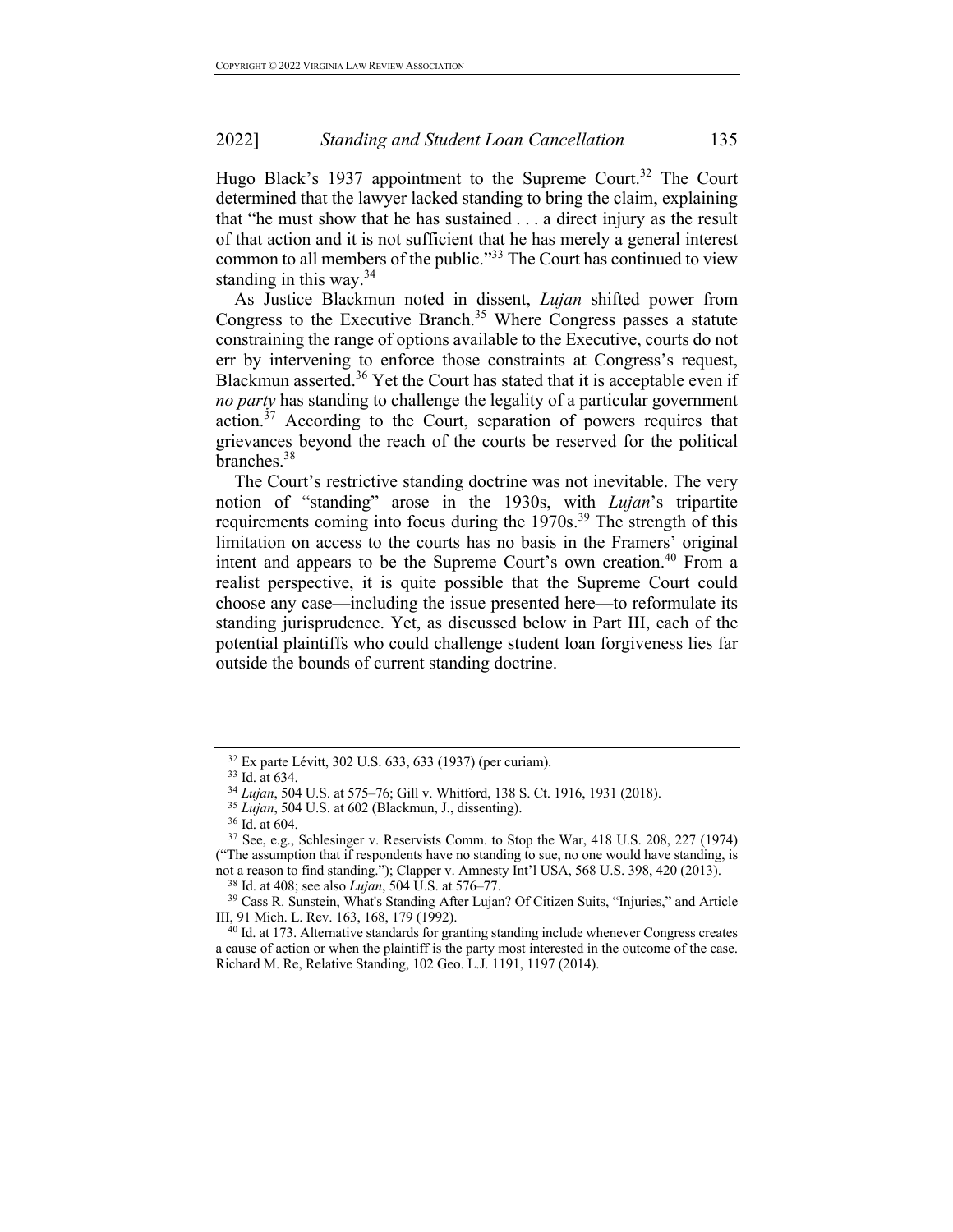Hugo Black's 1937 appointment to the Supreme Court.[32] The Court determined that the lawyer lacked standing to bring the claim, explaining that "he must show that he has sustained . . . a direct injury as the result of that action and it is not sufficient that he has merely a general interest common to all members of the public."[33] The Court has continued to view standing in this way.[34]

As Justice Blackmun noted in dissent, *Lujan* shifted power from Congress to the Executive Branch.[35] Where Congress passes a statute constraining the range of options available to the Executive, courts do not err by intervening to enforce those constraints at Congress's request, Blackmun asserted.[36] Yet the Court has stated that it is acceptable even if *no party* has standing to challenge the legality of a particular government action.[37] According to the Court, separation of powers requires that grievances beyond the reach of the courts be reserved for the political branches.[38]

The Court's restrictive standing doctrine was not inevitable. The very notion of "standing" arose in the 1930s, with *Lujan*'s tripartite requirements coming into focus during the 1970s.[39] The strength of this limitation on access to the courts has no basis in the Framers' original intent and appears to be the Supreme Court's own creation.[40] From a realist perspective, it is quite possible that the Supreme Court could choose any case—including the issue presented here—to reformulate its standing jurisprudence. Yet, as discussed below in Part III, each of the potential plaintiffs who could challenge student loan forgiveness lies far outside the bounds of current standing doctrine.

---

[32] Ex parte Lévitt, 302 U.S. 633, 633 (1937) (per curiam).

[33] Id. at 634.

[34] *Lujan*, 504 U.S. at 575–76; Gill v. Whitford, 138 S. Ct. 1916, 1931 (2018).

[35] *Lujan*, 504 U.S. at 602 (Blackmun, J., dissenting).

[36] Id. at 604.

[37] See, e.g., Schlesinger v. Reservists Comm. to Stop the War, 418 U.S. 208, 227 (1974) ("The assumption that if respondents have no standing to sue, no one would have standing, is not a reason to find standing."); Clapper v. Amnesty Int'l USA, 568 U.S. 398, 420 (2013).

[38] Id. at 408; see also *Lujan*, 504 U.S. at 576–77.

[39] Cass R. Sunstein, What's Standing After Lujan? Of Citizen Suits, "Injuries," and Article III, 91 Mich. L. Rev. 163, 168, 179 (1992).

[40] Id. at 173. Alternative standards for granting standing include whenever Congress creates a cause of action or when the plaintiff is the party most interested in the outcome of the case. Richard M. Re, Relative Standing, 102 Geo. L.J. 1191, 1197 (2014).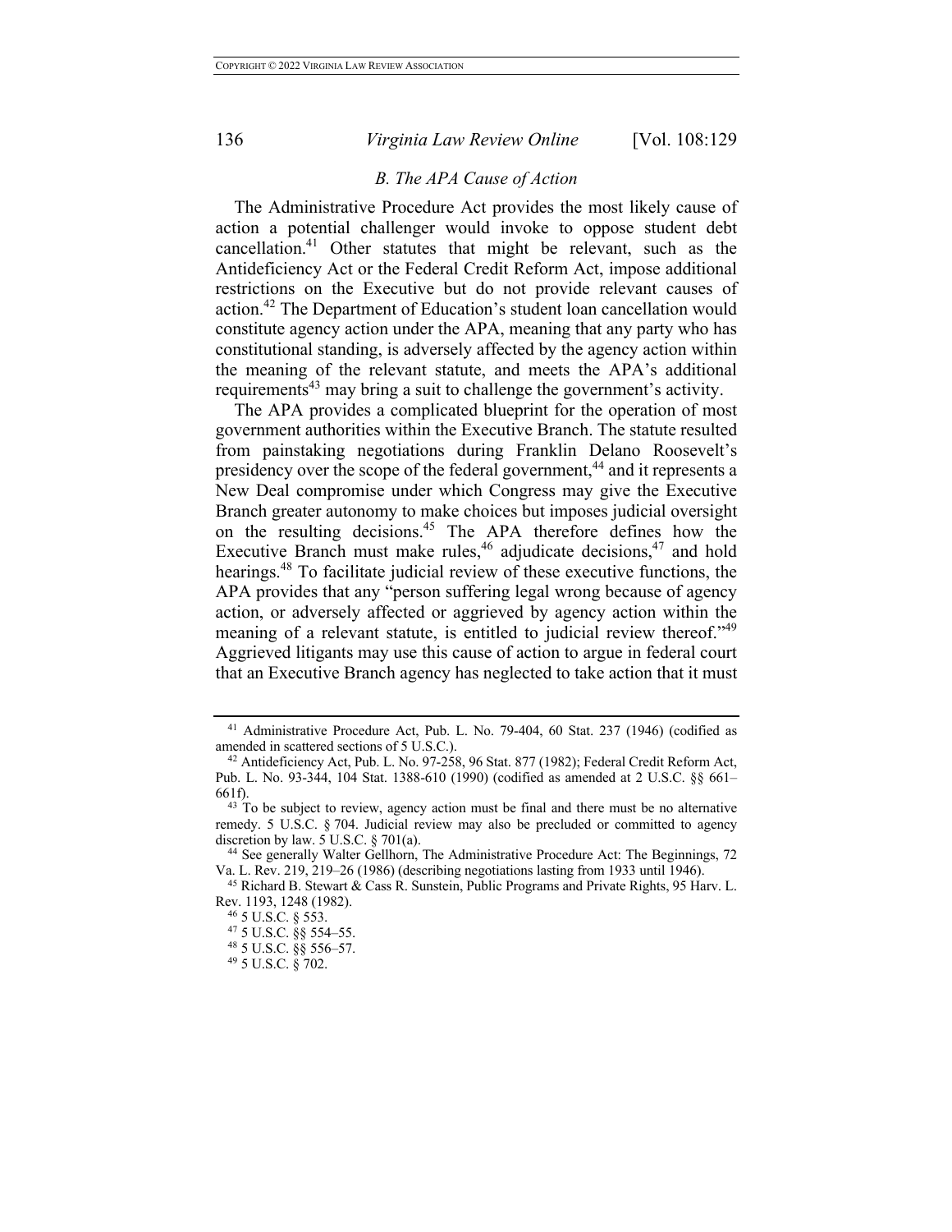### B. The APA Cause of Action

The Administrative Procedure Act provides the most likely cause of action a potential challenger would invoke to oppose student debt cancellation.[41] Other statutes that might be relevant, such as the Antideficiency Act or the Federal Credit Reform Act, impose additional restrictions on the Executive but do not provide relevant causes of action.[42] The Department of Education's student loan cancellation would constitute agency action under the APA, meaning that any party who has constitutional standing, is adversely affected by the agency action within the meaning of the relevant statute, and meets the APA's additional requirements[43] may bring a suit to challenge the government's activity.

The APA provides a complicated blueprint for the operation of most government authorities within the Executive Branch. The statute resulted from painstaking negotiations during Franklin Delano Roosevelt's presidency over the scope of the federal government,[44] and it represents a New Deal compromise under which Congress may give the Executive Branch greater autonomy to make choices but imposes judicial oversight on the resulting decisions.[45] The APA therefore defines how the Executive Branch must make rules,[46] adjudicate decisions,[47] and hold hearings.[48] To facilitate judicial review of these executive functions, the APA provides that any "person suffering legal wrong because of agency action, or adversely affected or aggrieved by agency action within the meaning of a relevant statute, is entitled to judicial review thereof."[49] Aggrieved litigants may use this cause of action to argue in federal court that an Executive Branch agency has neglected to take action that it must

---

[41] Administrative Procedure Act, Pub. L. No. 79-404, 60 Stat. 237 (1946) (codified as amended in scattered sections of 5 U.S.C.).

[42] Antideficiency Act, Pub. L. No. 97-258, 96 Stat. 877 (1982); Federal Credit Reform Act, Pub. L. No. 93-344, 104 Stat. 1388-610 (1990) (codified as amended at 2 U.S.C. §§ 661–661f).

[43] To be subject to review, agency action must be final and there must be no alternative remedy. 5 U.S.C. § 704. Judicial review may also be precluded or committed to agency discretion by law. 5 U.S.C. § 701(a).

[44] See generally Walter Gellhorn, The Administrative Procedure Act: The Beginnings, 72 Va. L. Rev. 219, 219–26 (1986) (describing negotiations lasting from 1933 until 1946).

[45] Richard B. Stewart & Cass R. Sunstein, Public Programs and Private Rights, 95 Harv. L. Rev. 1193, 1248 (1982).

[46] 5 U.S.C. § 553.

[47] 5 U.S.C. §§ 554–55.

[48] 5 U.S.C. §§ 556–57.

[49] 5 U.S.C. § 702.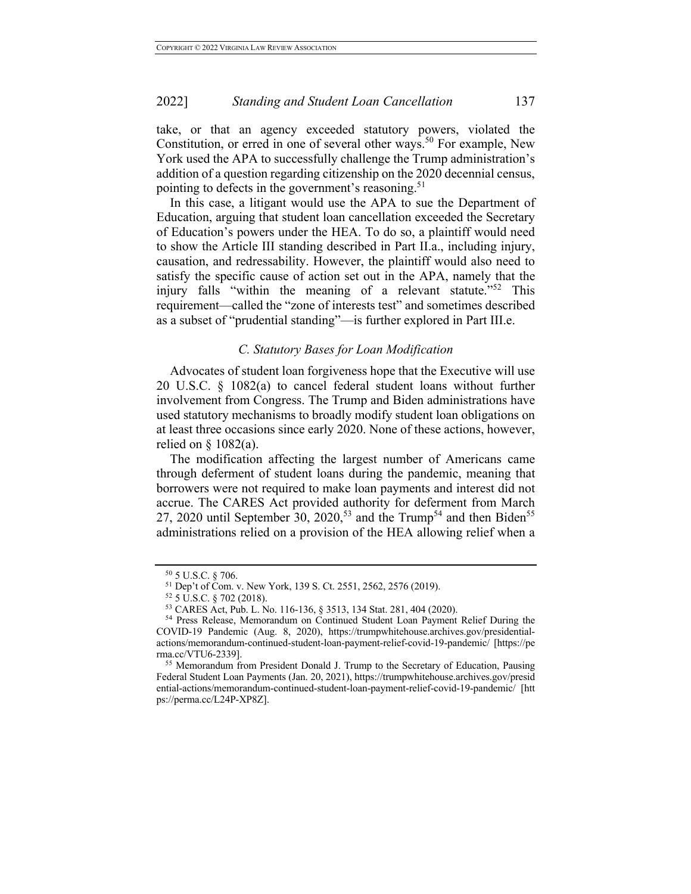take, or that an agency exceeded statutory powers, violated the Constitution, or erred in one of several other ways.[50] For example, New York used the APA to successfully challenge the Trump administration's addition of a question regarding citizenship on the 2020 decennial census, pointing to defects in the government's reasoning.[51]

In this case, a litigant would use the APA to sue the Department of Education, arguing that student loan cancellation exceeded the Secretary of Education's powers under the HEA. To do so, a plaintiff would need to show the Article III standing described in Part II.a., including injury, causation, and redressability. However, the plaintiff would also need to satisfy the specific cause of action set out in the APA, namely that the injury falls "within the meaning of a relevant statute."[52] This requirement—called the "zone of interests test" and sometimes described as a subset of "prudential standing"—is further explored in Part III.e.

### *C. Statutory Bases for Loan Modification*

Advocates of student loan forgiveness hope that the Executive will use 20 U.S.C. § 1082(a) to cancel federal student loans without further involvement from Congress. The Trump and Biden administrations have used statutory mechanisms to broadly modify student loan obligations on at least three occasions since early 2020. None of these actions, however, relied on § 1082(a).

The modification affecting the largest number of Americans came through deferment of student loans during the pandemic, meaning that borrowers were not required to make loan payments and interest did not accrue. The CARES Act provided authority for deferment from March 27, 2020 until September 30, 2020,[53] and the Trump[54] and then Biden[55] administrations relied on a provision of the HEA allowing relief when a

---

[50] 5 U.S.C. § 706.

[51] Dep't of Com. v. New York, 139 S. Ct. 2551, 2562, 2576 (2019).

[52] 5 U.S.C. § 702 (2018).

[53] CARES Act, Pub. L. No. 116-136, § 3513, 134 Stat. 281, 404 (2020).

[54] Press Release, Memorandum on Continued Student Loan Payment Relief During the COVID-19 Pandemic (Aug. 8, 2020), https://trumpwhitehouse.archives.gov/presidential-actions/memorandum-continued-student-loan-payment-relief-covid-19-pandemic/ [https://perma.cc/VTU6-2339].

[55] Memorandum from President Donald J. Trump to the Secretary of Education, Pausing Federal Student Loan Payments (Jan. 20, 2021), https://trumpwhitehouse.archives.gov/presidential-actions/memorandum-continued-student-loan-payment-relief-covid-19-pandemic/ [https://perma.cc/L24P-XP8Z].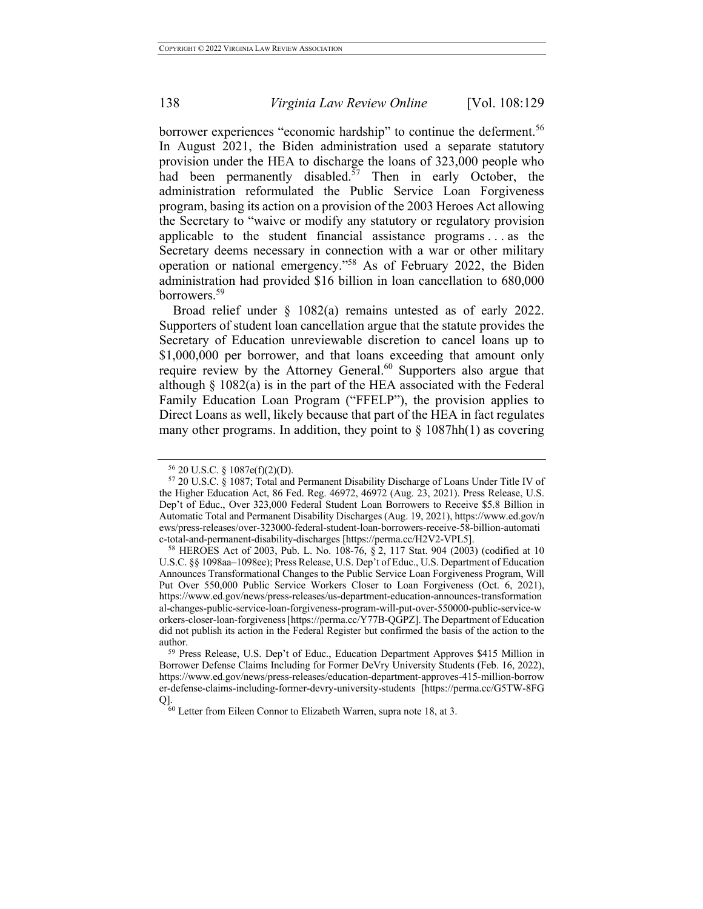borrower experiences "economic hardship" to continue the deferment.[56] In August 2021, the Biden administration used a separate statutory provision under the HEA to discharge the loans of 323,000 people who had been permanently disabled.[57] Then in early October, the administration reformulated the Public Service Loan Forgiveness program, basing its action on a provision of the 2003 Heroes Act allowing the Secretary to "waive or modify any statutory or regulatory provision applicable to the student financial assistance programs . . . as the Secretary deems necessary in connection with a war or other military operation or national emergency."[58] As of February 2022, the Biden administration had provided $16 billion in loan cancellation to 680,000 borrowers.[59]

Broad relief under § 1082(a) remains untested as of early 2022. Supporters of student loan cancellation argue that the statute provides the Secretary of Education unreviewable discretion to cancel loans up to $1,000,000 per borrower, and that loans exceeding that amount only require review by the Attorney General.[60] Supporters also argue that although § 1082(a) is in the part of the HEA associated with the Federal Family Education Loan Program ("FFELP"), the provision applies to Direct Loans as well, likely because that part of the HEA in fact regulates many other programs. In addition, they point to § 1087hh(1) as covering

---

[56] 20 U.S.C. § 1087e(f)(2)(D).

[57] 20 U.S.C. § 1087; Total and Permanent Disability Discharge of Loans Under Title IV of the Higher Education Act, 86 Fed. Reg. 46972, 46972 (Aug. 23, 2021). Press Release, U.S. Dep't of Educ., Over 323,000 Federal Student Loan Borrowers to Receive $5.8 Billion in Automatic Total and Permanent Disability Discharges (Aug. 19, 2021), https://www.ed.gov/news/press-releases/over-323000-federal-student-loan-borrowers-receive-58-billion-automatic-total-and-permanent-disability-discharges [https://perma.cc/H2V2-VPL5].

[58] HEROES Act of 2003, Pub. L. No. 108-76, § 2, 117 Stat. 904 (2003) (codified at 10 U.S.C. §§ 1098aa–1098ee); Press Release, U.S. Dep't of Educ., U.S. Department of Education Announces Transformational Changes to the Public Service Loan Forgiveness Program, Will Put Over 550,000 Public Service Workers Closer to Loan Forgiveness (Oct. 6, 2021), https://www.ed.gov/news/press-releases/us-department-education-announces-transformational-changes-public-service-loan-forgiveness-program-will-put-over-550000-public-service-workers-closer-loan-forgiveness [https://perma.cc/Y77B-QGPZ]. The Department of Education did not publish its action in the Federal Register but confirmed the basis of the action to the author.

[59] Press Release, U.S. Dep't of Educ., Education Department Approves $415 Million in Borrower Defense Claims Including for Former DeVry University Students (Feb. 16, 2022), https://www.ed.gov/news/press-releases/education-department-approves-415-million-borrower-defense-claims-including-former-devry-university-students [https://perma.cc/G5TW-8FGQ].

[60] Letter from Eileen Connor to Elizabeth Warren, supra note 18, at 3.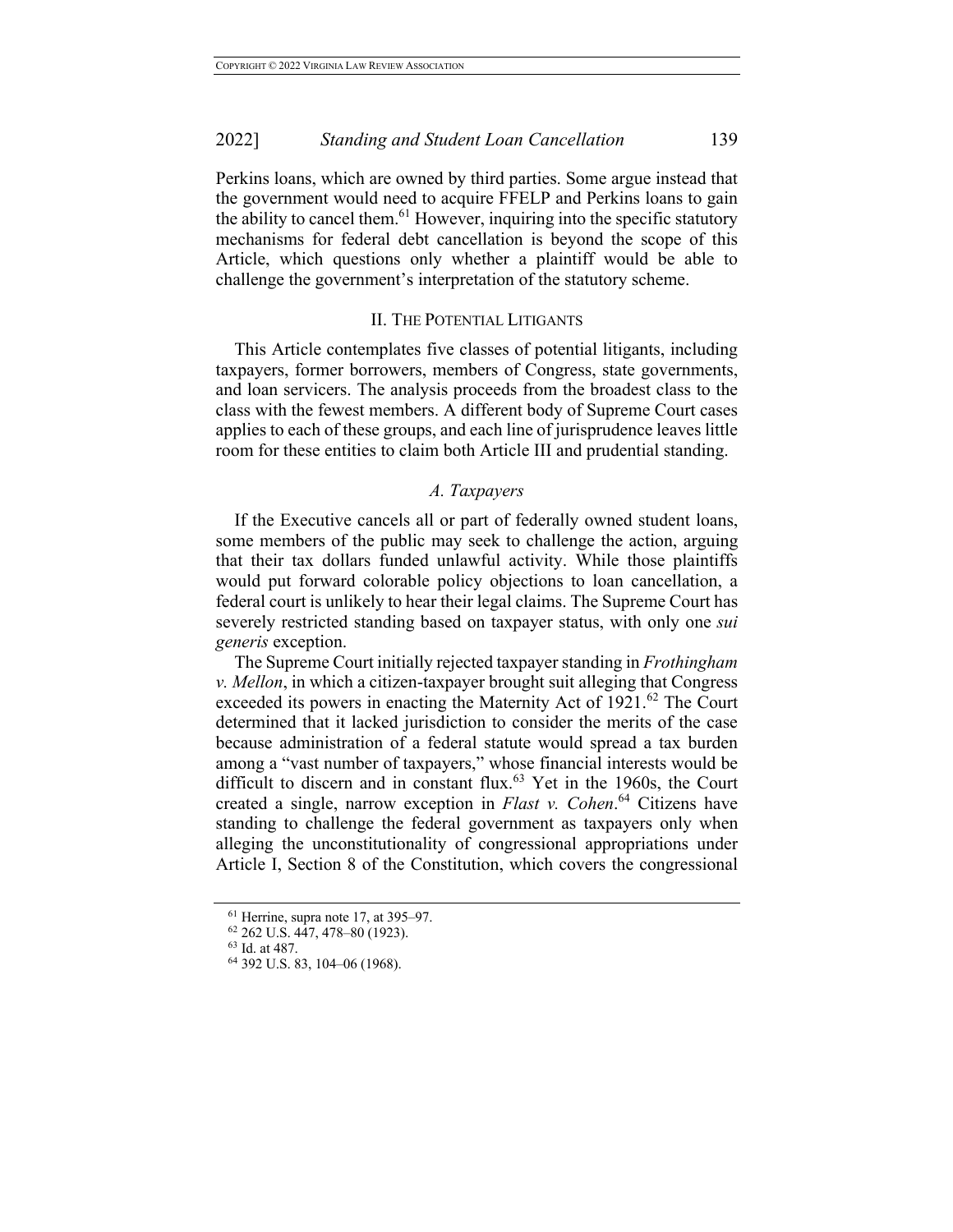Perkins loans, which are owned by third parties. Some argue instead that the government would need to acquire FFELP and Perkins loans to gain the ability to cancel them.[61] However, inquiring into the specific statutory mechanisms for federal debt cancellation is beyond the scope of this Article, which questions only whether a plaintiff would be able to challenge the government's interpretation of the statutory scheme.

## II. THE POTENTIAL LITIGANTS

This Article contemplates five classes of potential litigants, including taxpayers, former borrowers, members of Congress, state governments, and loan servicers. The analysis proceeds from the broadest class to the class with the fewest members. A different body of Supreme Court cases applies to each of these groups, and each line of jurisprudence leaves little room for these entities to claim both Article III and prudential standing.

### *A. Taxpayers*

If the Executive cancels all or part of federally owned student loans, some members of the public may seek to challenge the action, arguing that their tax dollars funded unlawful activity. While those plaintiffs would put forward colorable policy objections to loan cancellation, a federal court is unlikely to hear their legal claims. The Supreme Court has severely restricted standing based on taxpayer status, with only one *sui generis* exception.

The Supreme Court initially rejected taxpayer standing in *Frothingham v. Mellon*, in which a citizen-taxpayer brought suit alleging that Congress exceeded its powers in enacting the Maternity Act of 1921.[62] The Court determined that it lacked jurisdiction to consider the merits of the case because administration of a federal statute would spread a tax burden among a "vast number of taxpayers," whose financial interests would be difficult to discern and in constant flux.[63] Yet in the 1960s, the Court created a single, narrow exception in *Flast v. Cohen*.[64] Citizens have standing to challenge the federal government as taxpayers only when alleging the unconstitutionality of congressional appropriations under Article I, Section 8 of the Constitution, which covers the congressional

---

[61] Herrine, supra note 17, at 395–97.

[62] 262 U.S. 447, 478–80 (1923).

[63] Id. at 487.

[64] 392 U.S. 83, 104–06 (1968).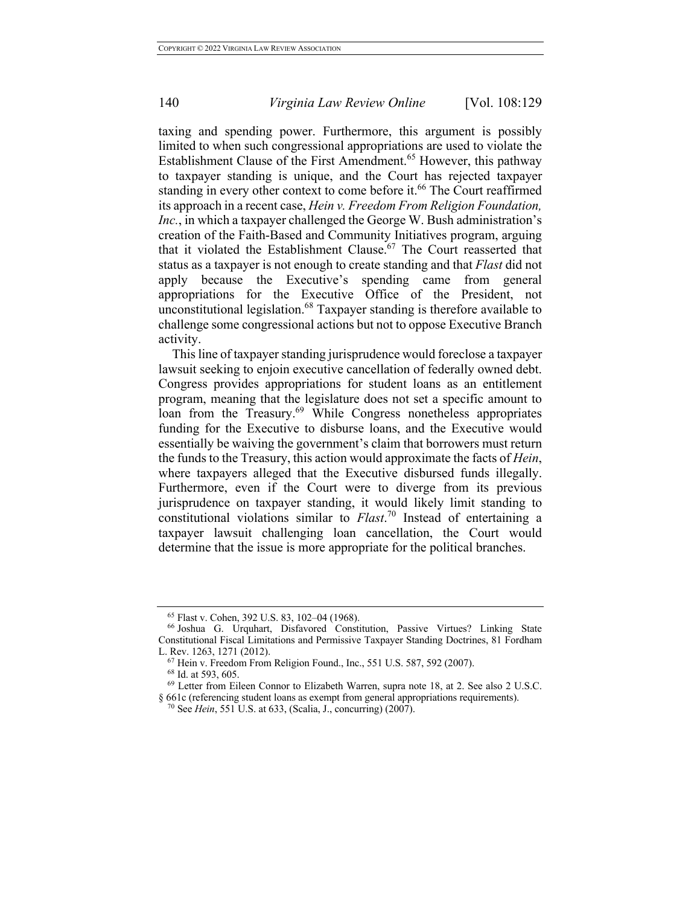taxing and spending power. Furthermore, this argument is possibly limited to when such congressional appropriations are used to violate the Establishment Clause of the First Amendment.[65] However, this pathway to taxpayer standing is unique, and the Court has rejected taxpayer standing in every other context to come before it.[66] The Court reaffirmed its approach in a recent case, *Hein v. Freedom From Religion Foundation, Inc.*, in which a taxpayer challenged the George W. Bush administration's creation of the Faith-Based and Community Initiatives program, arguing that it violated the Establishment Clause.[67] The Court reasserted that status as a taxpayer is not enough to create standing and that *Flast* did not apply because the Executive's spending came from general appropriations for the Executive Office of the President, not unconstitutional legislation.[68] Taxpayer standing is therefore available to challenge some congressional actions but not to oppose Executive Branch activity.

This line of taxpayer standing jurisprudence would foreclose a taxpayer lawsuit seeking to enjoin executive cancellation of federally owned debt. Congress provides appropriations for student loans as an entitlement program, meaning that the legislature does not set a specific amount to loan from the Treasury.[69] While Congress nonetheless appropriates funding for the Executive to disburse loans, and the Executive would essentially be waiving the government's claim that borrowers must return the funds to the Treasury, this action would approximate the facts of *Hein*, where taxpayers alleged that the Executive disbursed funds illegally. Furthermore, even if the Court were to diverge from its previous jurisprudence on taxpayer standing, it would likely limit standing to constitutional violations similar to *Flast*.[70] Instead of entertaining a taxpayer lawsuit challenging loan cancellation, the Court would determine that the issue is more appropriate for the political branches.

---

[65] Flast v. Cohen, 392 U.S. 83, 102–04 (1968).

[66] Joshua G. Urquhart, Disfavored Constitution, Passive Virtues? Linking State Constitutional Fiscal Limitations and Permissive Taxpayer Standing Doctrines, 81 Fordham L. Rev. 1263, 1271 (2012).

[67] Hein v. Freedom From Religion Found., Inc., 551 U.S. 587, 592 (2007).

[68] Id. at 593, 605.

[69] Letter from Eileen Connor to Elizabeth Warren, supra note 18, at 2. See also 2 U.S.C. § 661c (referencing student loans as exempt from general appropriations requirements).

[70] See *Hein*, 551 U.S. at 633, (Scalia, J., concurring) (2007).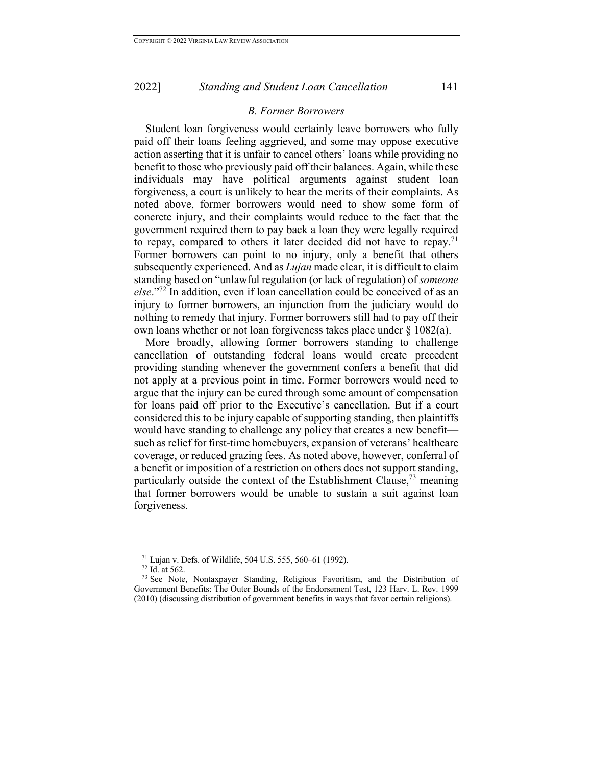### *B. Former Borrowers*

Student loan forgiveness would certainly leave borrowers who fully paid off their loans feeling aggrieved, and some may oppose executive action asserting that it is unfair to cancel others' loans while providing no benefit to those who previously paid off their balances. Again, while these individuals may have political arguments against student loan forgiveness, a court is unlikely to hear the merits of their complaints. As noted above, former borrowers would need to show some form of concrete injury, and their complaints would reduce to the fact that the government required them to pay back a loan they were legally required to repay, compared to others it later decided did not have to repay.[71] Former borrowers can point to no injury, only a benefit that others subsequently experienced. And as *Lujan* made clear, it is difficult to claim standing based on "unlawful regulation (or lack of regulation) of *someone else*."[72] In addition, even if loan cancellation could be conceived of as an injury to former borrowers, an injunction from the judiciary would do nothing to remedy that injury. Former borrowers still had to pay off their own loans whether or not loan forgiveness takes place under § 1082(a).

More broadly, allowing former borrowers standing to challenge cancellation of outstanding federal loans would create precedent providing standing whenever the government confers a benefit that did not apply at a previous point in time. Former borrowers would need to argue that the injury can be cured through some amount of compensation for loans paid off prior to the Executive's cancellation. But if a court considered this to be injury capable of supporting standing, then plaintiffs would have standing to challenge any policy that creates a new benefit—such as relief for first-time homebuyers, expansion of veterans' healthcare coverage, or reduced grazing fees. As noted above, however, conferral of a benefit or imposition of a restriction on others does not support standing, particularly outside the context of the Establishment Clause,[73] meaning that former borrowers would be unable to sustain a suit against loan forgiveness.

---

[71] Lujan v. Defs. of Wildlife, 504 U.S. 555, 560–61 (1992).

[72] Id. at 562.

[73] See Note, Nontaxpayer Standing, Religious Favoritism, and the Distribution of Government Benefits: The Outer Bounds of the Endorsement Test, 123 Harv. L. Rev. 1999 (2010) (discussing distribution of government benefits in ways that favor certain religions).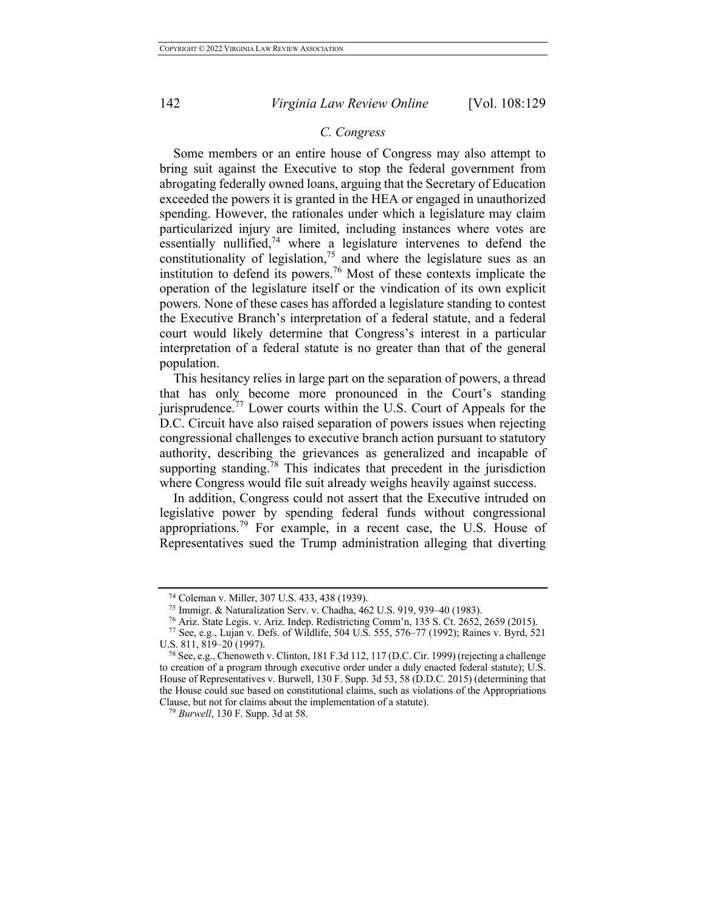### C. Congress

Some members or an entire house of Congress may also attempt to bring suit against the Executive to stop the federal government from abrogating federally owned loans, arguing that the Secretary of Education exceeded the powers it is granted in the HEA or engaged in unauthorized spending. However, the rationales under which a legislature may claim particularized injury are limited, including instances where votes are essentially nullified,[74] where a legislature intervenes to defend the constitutionality of legislation,[75] and where the legislature sues as an institution to defend its powers.[76] Most of these contexts implicate the operation of the legislature itself or the vindication of its own explicit powers. None of these cases has afforded a legislature standing to contest the Executive Branch's interpretation of a federal statute, and a federal court would likely determine that Congress's interest in a particular interpretation of a federal statute is no greater than that of the general population.

This hesitancy relies in large part on the separation of powers, a thread that has only become more pronounced in the Court's standing jurisprudence.[77] Lower courts within the U.S. Court of Appeals for the D.C. Circuit have also raised separation of powers issues when rejecting congressional challenges to executive branch action pursuant to statutory authority, describing the grievances as generalized and incapable of supporting standing.[78] This indicates that precedent in the jurisdiction where Congress would file suit already weighs heavily against success.

In addition, Congress could not assert that the Executive intruded on legislative power by spending federal funds without congressional appropriations.[79] For example, in a recent case, the U.S. House of Representatives sued the Trump administration alleging that diverting

---

[74] Coleman v. Miller, 307 U.S. 433, 438 (1939).

[75] Immigr. & Naturalization Serv. v. Chadha, 462 U.S. 919, 939–40 (1983).

[76] Ariz. State Legis. v. Ariz. Indep. Redistricting Comm'n, 135 S. Ct. 2652, 2659 (2015).

[77] See, e.g., Lujan v. Defs. of Wildlife, 504 U.S. 555, 576–77 (1992); Raines v. Byrd, 521 U.S. 811, 819–20 (1997).

[78] See, e.g., Chenoweth v. Clinton, 181 F.3d 112, 117 (D.C. Cir. 1999) (rejecting a challenge to creation of a program through executive order under a duly enacted federal statute); U.S. House of Representatives v. Burwell, 130 F. Supp. 3d 53, 58 (D.D.C. 2015) (determining that the House could sue based on constitutional claims, such as violations of the Appropriations Clause, but not for claims about the implementation of a statute).

[79] *Burwell*, 130 F. Supp. 3d at 58.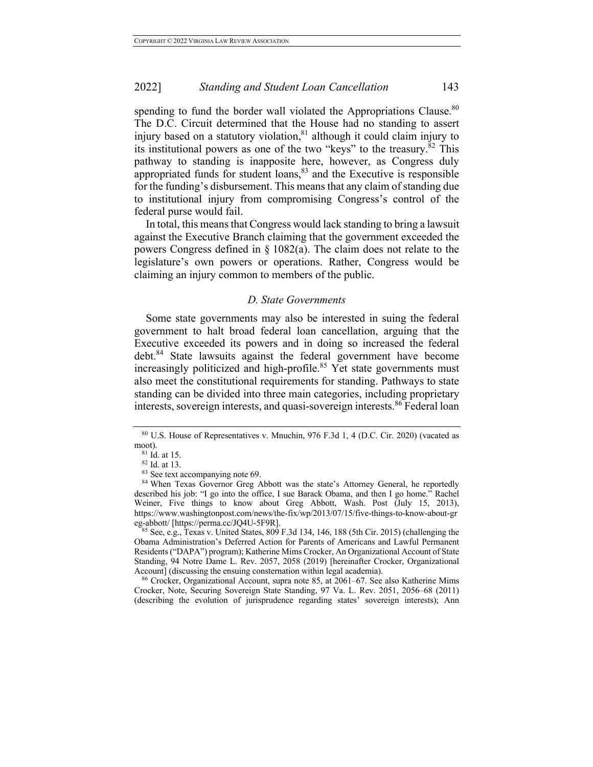spending to fund the border wall violated the Appropriations Clause.[80] The D.C. Circuit determined that the House had no standing to assert injury based on a statutory violation,[81] although it could claim injury to its institutional powers as one of the two "keys" to the treasury.[82] This pathway to standing is inapposite here, however, as Congress duly appropriated funds for student loans,[83] and the Executive is responsible for the funding's disbursement. This means that any claim of standing due to institutional injury from compromising Congress's control of the federal purse would fail.

In total, this means that Congress would lack standing to bring a lawsuit against the Executive Branch claiming that the government exceeded the powers Congress defined in § 1082(a). The claim does not relate to the legislature's own powers or operations. Rather, Congress would be claiming an injury common to members of the public.

### *D. State Governments*

Some state governments may also be interested in suing the federal government to halt broad federal loan cancellation, arguing that the Executive exceeded its powers and in doing so increased the federal debt.[84] State lawsuits against the federal government have become increasingly politicized and high-profile.[85] Yet state governments must also meet the constitutional requirements for standing. Pathways to state standing can be divided into three main categories, including proprietary interests, sovereign interests, and quasi-sovereign interests.[86] Federal loan

---

[80] U.S. House of Representatives v. Mnuchin, 976 F.3d 1, 4 (D.C. Cir. 2020) (vacated as moot).

[81] Id. at 15.

[82] Id. at 13.

[83] See text accompanying note 69.

[84] When Texas Governor Greg Abbott was the state's Attorney General, he reportedly described his job: "I go into the office, I sue Barack Obama, and then I go home." Rachel Weiner, Five things to know about Greg Abbott, Wash. Post (July 15, 2013), https://www.washingtonpost.com/news/the-fix/wp/2013/07/15/five-things-to-know-about-greg-abbott/ [https://perma.cc/JQ4U-5F9R].

[85] See, e.g., Texas v. United States, 809 F.3d 134, 146, 188 (5th Cir. 2015) (challenging the Obama Administration's Deferred Action for Parents of Americans and Lawful Permanent Residents ("DAPA") program); Katherine Mims Crocker, An Organizational Account of State Standing, 94 Notre Dame L. Rev. 2057, 2058 (2019) [hereinafter Crocker, Organizational Account] (discussing the ensuing consternation within legal academia).

[86] Crocker, Organizational Account, supra note 85, at 2061–67. See also Katherine Mims Crocker, Note, Securing Sovereign State Standing, 97 Va. L. Rev. 2051, 2056–68 (2011) (describing the evolution of jurisprudence regarding states' sovereign interests); Ann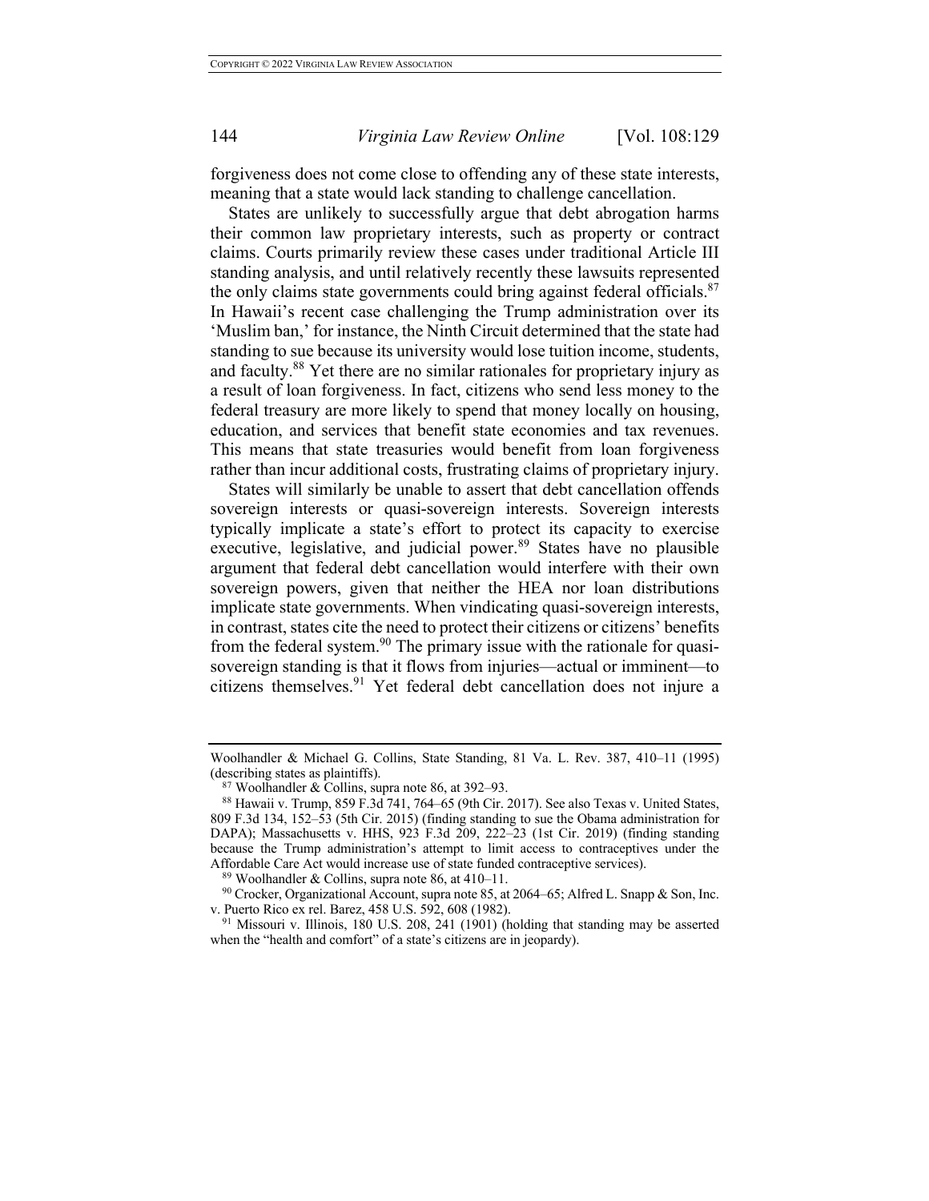forgiveness does not come close to offending any of these state interests, meaning that a state would lack standing to challenge cancellation.

States are unlikely to successfully argue that debt abrogation harms their common law proprietary interests, such as property or contract claims. Courts primarily review these cases under traditional Article III standing analysis, and until relatively recently these lawsuits represented the only claims state governments could bring against federal officials.[87] In Hawaii's recent case challenging the Trump administration over its 'Muslim ban,' for instance, the Ninth Circuit determined that the state had standing to sue because its university would lose tuition income, students, and faculty.[88] Yet there are no similar rationales for proprietary injury as a result of loan forgiveness. In fact, citizens who send less money to the federal treasury are more likely to spend that money locally on housing, education, and services that benefit state economies and tax revenues. This means that state treasuries would benefit from loan forgiveness rather than incur additional costs, frustrating claims of proprietary injury.

States will similarly be unable to assert that debt cancellation offends sovereign interests or quasi-sovereign interests. Sovereign interests typically implicate a state's effort to protect its capacity to exercise executive, legislative, and judicial power.[89] States have no plausible argument that federal debt cancellation would interfere with their own sovereign powers, given that neither the HEA nor loan distributions implicate state governments. When vindicating quasi-sovereign interests, in contrast, states cite the need to protect their citizens or citizens' benefits from the federal system.[90] The primary issue with the rationale for quasi-sovereign standing is that it flows from injuries—actual or imminent—to citizens themselves.[91] Yet federal debt cancellation does not injure a

---

Woolhandler & Michael G. Collins, State Standing, 81 Va. L. Rev. 387, 410–11 (1995) (describing states as plaintiffs).

[87] Woolhandler & Collins, supra note 86, at 392–93.

[88] Hawaii v. Trump, 859 F.3d 741, 764–65 (9th Cir. 2017). See also Texas v. United States, 809 F.3d 134, 152–53 (5th Cir. 2015) (finding standing to sue the Obama administration for DAPA); Massachusetts v. HHS, 923 F.3d 209, 222–23 (1st Cir. 2019) (finding standing because the Trump administration's attempt to limit access to contraceptives under the Affordable Care Act would increase use of state funded contraceptive services).

[89] Woolhandler & Collins, supra note 86, at 410–11.

[90] Crocker, Organizational Account, supra note 85, at 2064–65; Alfred L. Snapp & Son, Inc. v. Puerto Rico ex rel. Barez, 458 U.S. 592, 608 (1982).

[91] Missouri v. Illinois, 180 U.S. 208, 241 (1901) (holding that standing may be asserted when the "health and comfort" of a state's citizens are in jeopardy).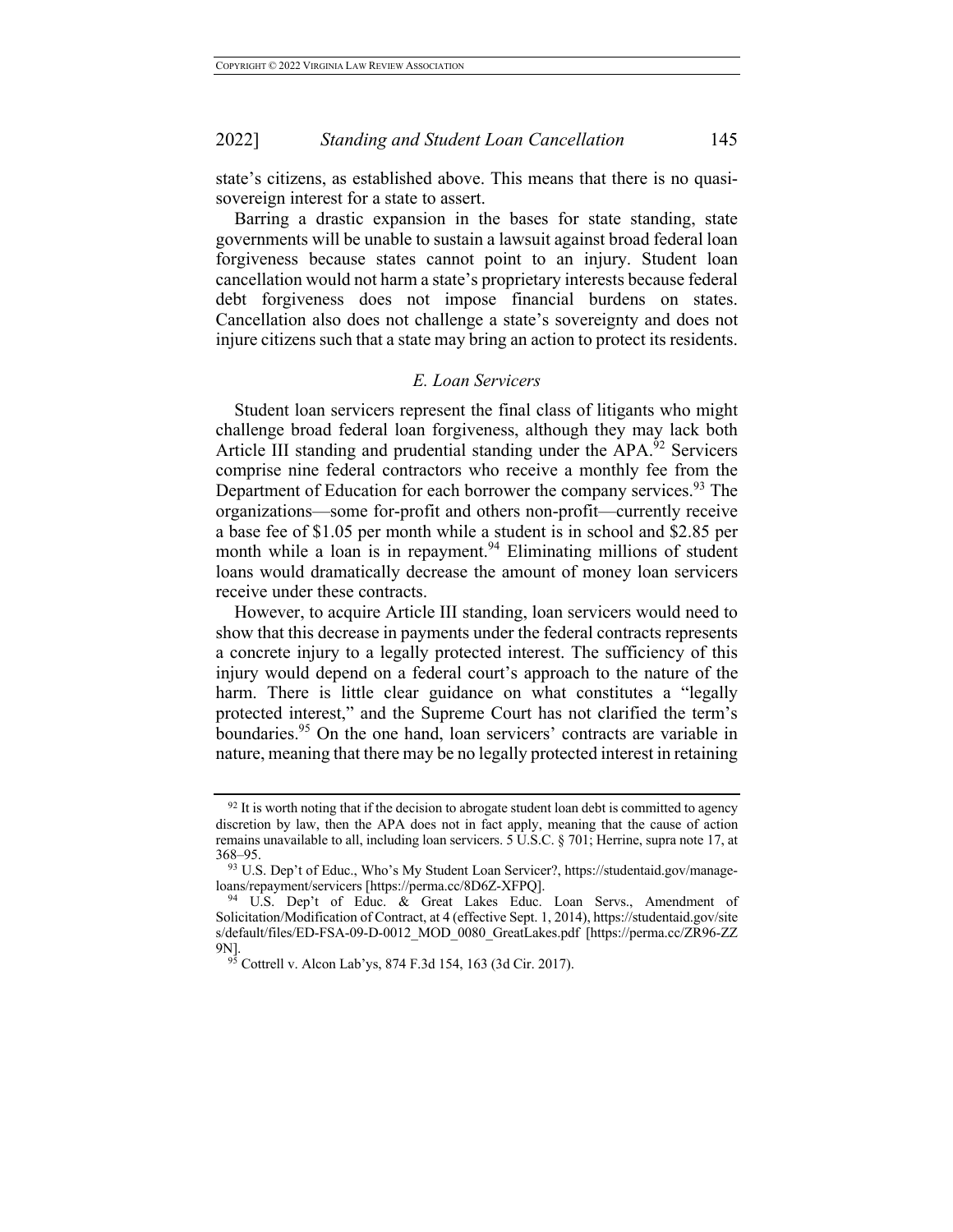state's citizens, as established above. This means that there is no quasi-sovereign interest for a state to assert.

Barring a drastic expansion in the bases for state standing, state governments will be unable to sustain a lawsuit against broad federal loan forgiveness because states cannot point to an injury. Student loan cancellation would not harm a state's proprietary interests because federal debt forgiveness does not impose financial burdens on states. Cancellation also does not challenge a state's sovereignty and does not injure citizens such that a state may bring an action to protect its residents.

### *E. Loan Servicers*

Student loan servicers represent the final class of litigants who might challenge broad federal loan forgiveness, although they may lack both Article III standing and prudential standing under the APA.[92] Servicers comprise nine federal contractors who receive a monthly fee from the Department of Education for each borrower the company services.[93] The organizations—some for-profit and others non-profit—currently receive a base fee of $1.05 per month while a student is in school and $2.85 per month while a loan is in repayment.[94] Eliminating millions of student loans would dramatically decrease the amount of money loan servicers receive under these contracts.

However, to acquire Article III standing, loan servicers would need to show that this decrease in payments under the federal contracts represents a concrete injury to a legally protected interest. The sufficiency of this injury would depend on a federal court's approach to the nature of the harm. There is little clear guidance on what constitutes a "legally protected interest," and the Supreme Court has not clarified the term's boundaries.[95] On the one hand, loan servicers' contracts are variable in nature, meaning that there may be no legally protected interest in retaining

---

[92] It is worth noting that if the decision to abrogate student loan debt is committed to agency discretion by law, then the APA does not in fact apply, meaning that the cause of action remains unavailable to all, including loan servicers. 5 U.S.C. § 701; Herrine, supra note 17, at 368–95.

[93] U.S. Dep't of Educ., Who's My Student Loan Servicer?, https://studentaid.gov/manage-loans/repayment/servicers [https://perma.cc/8D6Z-XFPQ].

[94] U.S. Dep't of Educ. & Great Lakes Educ. Loan Servs., Amendment of Solicitation/Modification of Contract, at 4 (effective Sept. 1, 2014), https://studentaid.gov/sites/default/files/ED-FSA-09-D-0012_MOD_0080_GreatLakes.pdf [https://perma.cc/ZR96-ZZ9N].

[95] Cottrell v. Alcon Lab'ys, 874 F.3d 154, 163 (3d Cir. 2017).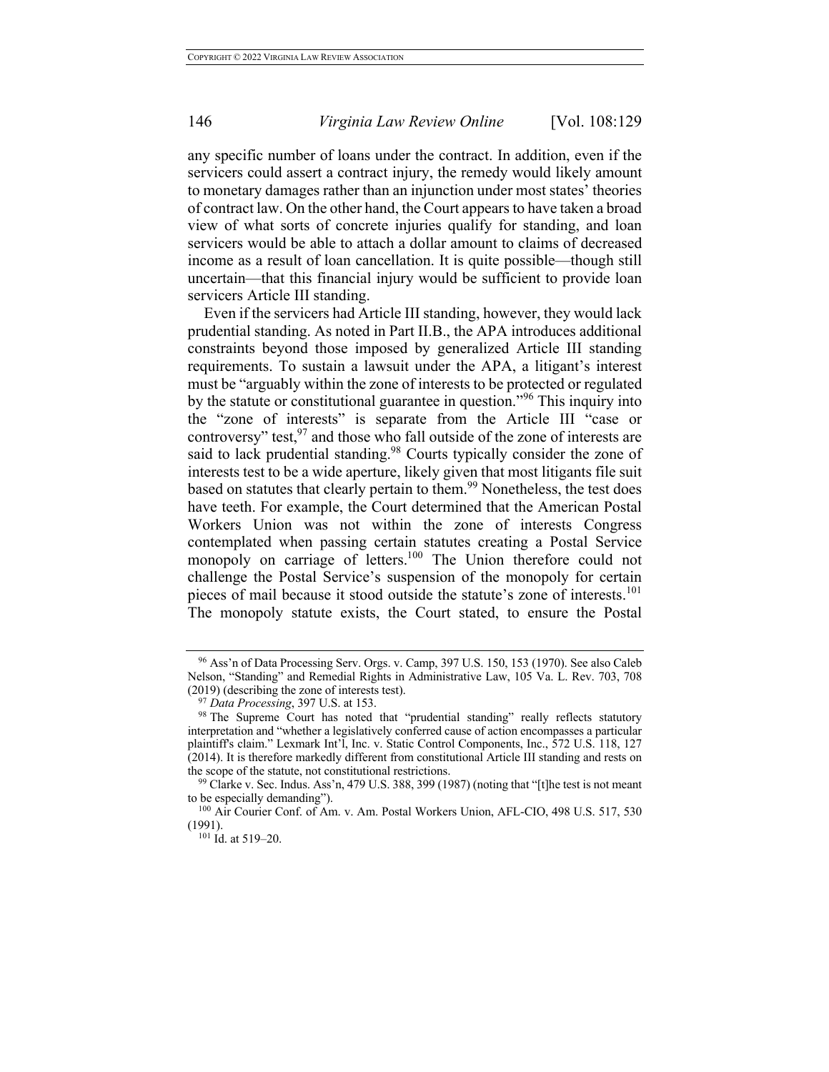any specific number of loans under the contract. In addition, even if the servicers could assert a contract injury, the remedy would likely amount to monetary damages rather than an injunction under most states' theories of contract law. On the other hand, the Court appears to have taken a broad view of what sorts of concrete injuries qualify for standing, and loan servicers would be able to attach a dollar amount to claims of decreased income as a result of loan cancellation. It is quite possible—though still uncertain—that this financial injury would be sufficient to provide loan servicers Article III standing.

Even if the servicers had Article III standing, however, they would lack prudential standing. As noted in Part II.B., the APA introduces additional constraints beyond those imposed by generalized Article III standing requirements. To sustain a lawsuit under the APA, a litigant's interest must be "arguably within the zone of interests to be protected or regulated by the statute or constitutional guarantee in question."[96] This inquiry into the "zone of interests" is separate from the Article III "case or controversy" test,[97] and those who fall outside of the zone of interests are said to lack prudential standing.[98] Courts typically consider the zone of interests test to be a wide aperture, likely given that most litigants file suit based on statutes that clearly pertain to them.[99] Nonetheless, the test does have teeth. For example, the Court determined that the American Postal Workers Union was not within the zone of interests Congress contemplated when passing certain statutes creating a Postal Service monopoly on carriage of letters.[100] The Union therefore could not challenge the Postal Service's suspension of the monopoly for certain pieces of mail because it stood outside the statute's zone of interests.[101] The monopoly statute exists, the Court stated, to ensure the Postal

---

[96] Ass'n of Data Processing Serv. Orgs. v. Camp, 397 U.S. 150, 153 (1970). See also Caleb Nelson, "Standing" and Remedial Rights in Administrative Law, 105 Va. L. Rev. 703, 708 (2019) (describing the zone of interests test).

[97] *Data Processing*, 397 U.S. at 153.

[98] The Supreme Court has noted that "prudential standing" really reflects statutory interpretation and "whether a legislatively conferred cause of action encompasses a particular plaintiff's claim." Lexmark Int'l, Inc. v. Static Control Components, Inc., 572 U.S. 118, 127 (2014). It is therefore markedly different from constitutional Article III standing and rests on the scope of the statute, not constitutional restrictions.

[99] Clarke v. Sec. Indus. Ass'n, 479 U.S. 388, 399 (1987) (noting that "[t]he test is not meant to be especially demanding").

[100] Air Courier Conf. of Am. v. Am. Postal Workers Union, AFL-CIO, 498 U.S. 517, 530 (1991).

[101] Id. at 519–20.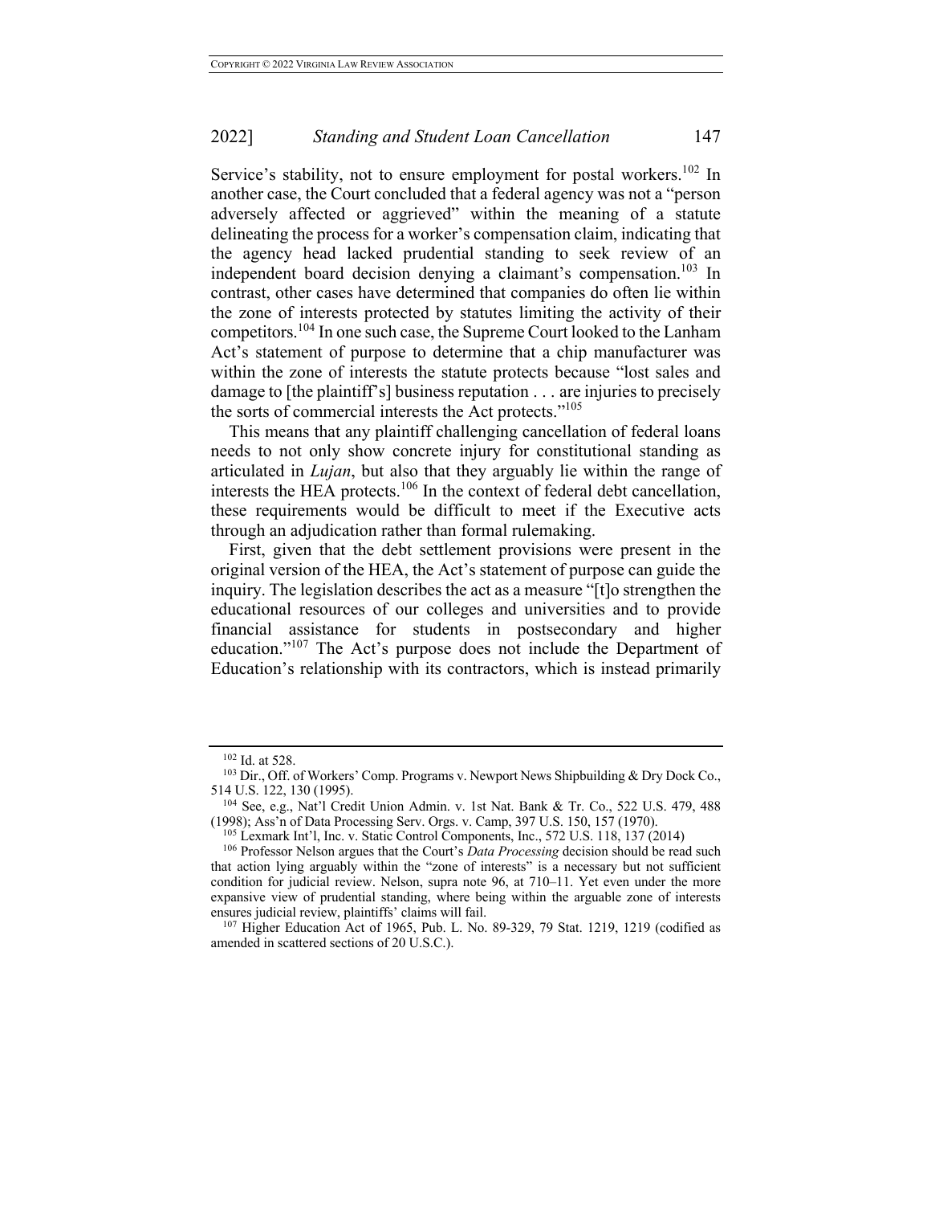Service's stability, not to ensure employment for postal workers.[102] In another case, the Court concluded that a federal agency was not a "person adversely affected or aggrieved" within the meaning of a statute delineating the process for a worker's compensation claim, indicating that the agency head lacked prudential standing to seek review of an independent board decision denying a claimant's compensation.[103] In contrast, other cases have determined that companies do often lie within the zone of interests protected by statutes limiting the activity of their competitors.[104] In one such case, the Supreme Court looked to the Lanham Act's statement of purpose to determine that a chip manufacturer was within the zone of interests the statute protects because "lost sales and damage to [the plaintiff's] business reputation . . . are injuries to precisely the sorts of commercial interests the Act protects."[105]

This means that any plaintiff challenging cancellation of federal loans needs to not only show concrete injury for constitutional standing as articulated in *Lujan*, but also that they arguably lie within the range of interests the HEA protects.[106] In the context of federal debt cancellation, these requirements would be difficult to meet if the Executive acts through an adjudication rather than formal rulemaking.

First, given that the debt settlement provisions were present in the original version of the HEA, the Act's statement of purpose can guide the inquiry. The legislation describes the act as a measure "[t]o strengthen the educational resources of our colleges and universities and to provide financial assistance for students in postsecondary and higher education."[107] The Act's purpose does not include the Department of Education's relationship with its contractors, which is instead primarily

---

[102] Id. at 528.

[103] Dir., Off. of Workers' Comp. Programs v. Newport News Shipbuilding & Dry Dock Co., 514 U.S. 122, 130 (1995).

[104] See, e.g., Nat'l Credit Union Admin. v. 1st Nat. Bank & Tr. Co., 522 U.S. 479, 488 (1998); Ass'n of Data Processing Serv. Orgs. v. Camp, 397 U.S. 150, 157 (1970).

[105] Lexmark Int'l, Inc. v. Static Control Components, Inc., 572 U.S. 118, 137 (2014)

[106] Professor Nelson argues that the Court's *Data Processing* decision should be read such that action lying arguably within the "zone of interests" is a necessary but not sufficient condition for judicial review. Nelson, supra note 96, at 710–11. Yet even under the more expansive view of prudential standing, where being within the arguable zone of interests ensures judicial review, plaintiffs' claims will fail.

[107] Higher Education Act of 1965, Pub. L. No. 89-329, 79 Stat. 1219, 1219 (codified as amended in scattered sections of 20 U.S.C.).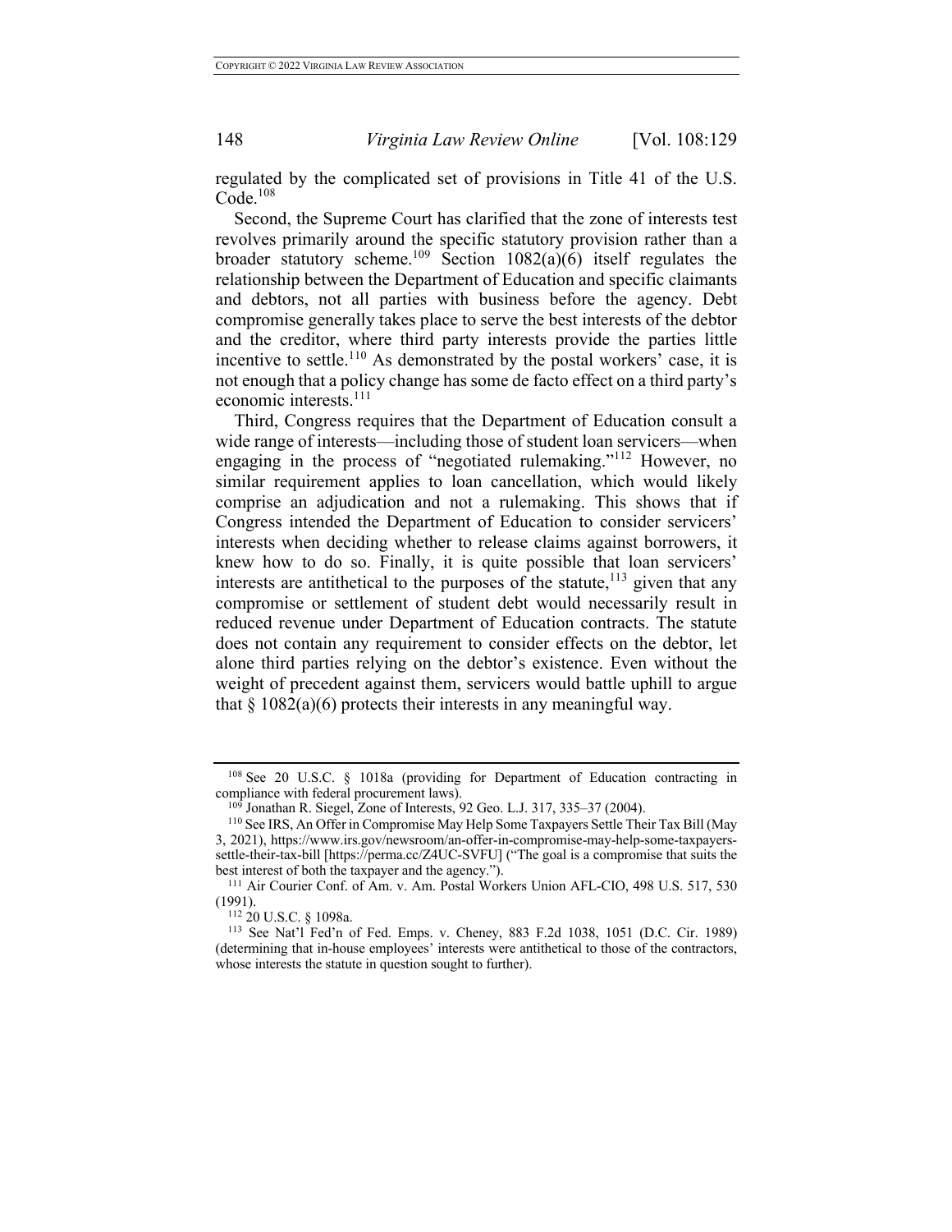regulated by the complicated set of provisions in Title 41 of the U.S. Code.[108]

Second, the Supreme Court has clarified that the zone of interests test revolves primarily around the specific statutory provision rather than a broader statutory scheme.[109] Section 1082(a)(6) itself regulates the relationship between the Department of Education and specific claimants and debtors, not all parties with business before the agency. Debt compromise generally takes place to serve the best interests of the debtor and the creditor, where third party interests provide the parties little incentive to settle.[110] As demonstrated by the postal workers' case, it is not enough that a policy change has some de facto effect on a third party's economic interests.[111]

Third, Congress requires that the Department of Education consult a wide range of interests—including those of student loan servicers—when engaging in the process of "negotiated rulemaking."[112] However, no similar requirement applies to loan cancellation, which would likely comprise an adjudication and not a rulemaking. This shows that if Congress intended the Department of Education to consider servicers' interests when deciding whether to release claims against borrowers, it knew how to do so. Finally, it is quite possible that loan servicers' interests are antithetical to the purposes of the statute,[113] given that any compromise or settlement of student debt would necessarily result in reduced revenue under Department of Education contracts. The statute does not contain any requirement to consider effects on the debtor, let alone third parties relying on the debtor's existence. Even without the weight of precedent against them, servicers would battle uphill to argue that § 1082(a)(6) protects their interests in any meaningful way.

---

[108] See 20 U.S.C. § 1018a (providing for Department of Education contracting in compliance with federal procurement laws).

[109] Jonathan R. Siegel, Zone of Interests, 92 Geo. L.J. 317, 335–37 (2004).

[110] See IRS, An Offer in Compromise May Help Some Taxpayers Settle Their Tax Bill (May 3, 2021), https://www.irs.gov/newsroom/an-offer-in-compromise-may-help-some-taxpayers-settle-their-tax-bill [https://perma.cc/Z4UC-SVFU] ("The goal is a compromise that suits the best interest of both the taxpayer and the agency.").

[111] Air Courier Conf. of Am. v. Am. Postal Workers Union AFL-CIO, 498 U.S. 517, 530 (1991).

[112] 20 U.S.C. § 1098a.

[113] See Nat'l Fed'n of Fed. Emps. v. Cheney, 883 F.2d 1038, 1051 (D.C. Cir. 1989) (determining that in-house employees' interests were antithetical to those of the contractors, whose interests the statute in question sought to further).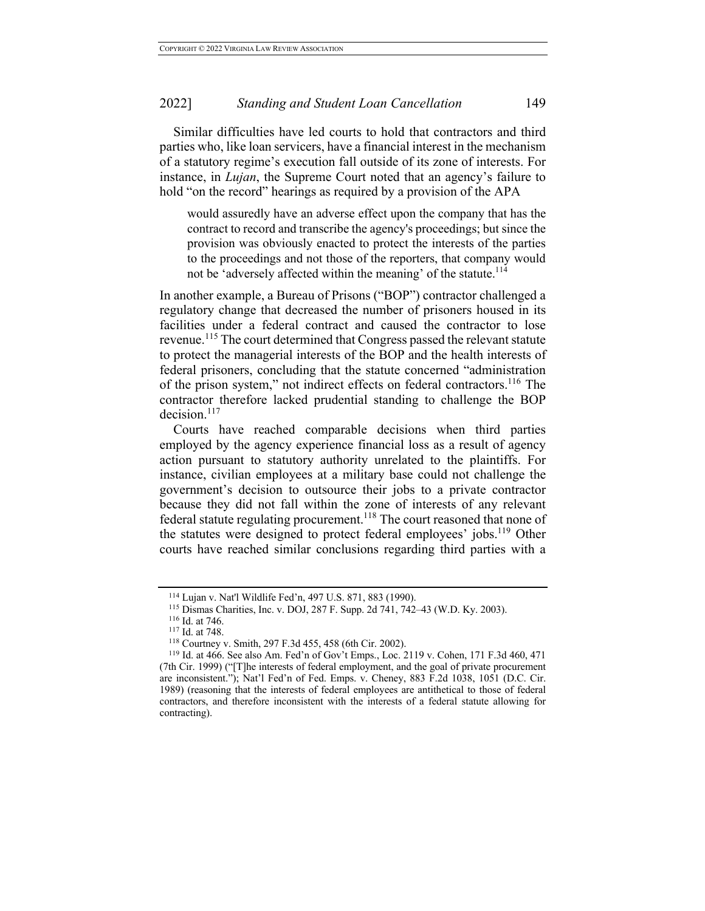Similar difficulties have led courts to hold that contractors and third parties who, like loan servicers, have a financial interest in the mechanism of a statutory regime's execution fall outside of its zone of interests. For instance, in *Lujan*, the Supreme Court noted that an agency's failure to hold "on the record" hearings as required by a provision of the APA

> would assuredly have an adverse effect upon the company that has the contract to record and transcribe the agency's proceedings; but since the provision was obviously enacted to protect the interests of the parties to the proceedings and not those of the reporters, that company would not be 'adversely affected within the meaning' of the statute.[114]

In another example, a Bureau of Prisons ("BOP") contractor challenged a regulatory change that decreased the number of prisoners housed in its facilities under a federal contract and caused the contractor to lose revenue.[115] The court determined that Congress passed the relevant statute to protect the managerial interests of the BOP and the health interests of federal prisoners, concluding that the statute concerned "administration of the prison system," not indirect effects on federal contractors.[116] The contractor therefore lacked prudential standing to challenge the BOP decision.[117]

Courts have reached comparable decisions when third parties employed by the agency experience financial loss as a result of agency action pursuant to statutory authority unrelated to the plaintiffs. For instance, civilian employees at a military base could not challenge the government's decision to outsource their jobs to a private contractor because they did not fall within the zone of interests of any relevant federal statute regulating procurement.[118] The court reasoned that none of the statutes were designed to protect federal employees' jobs.[119] Other courts have reached similar conclusions regarding third parties with a

---

[114] Lujan v. Nat'l Wildlife Fed'n, 497 U.S. 871, 883 (1990).

[115] Dismas Charities, Inc. v. DOJ, 287 F. Supp. 2d 741, 742–43 (W.D. Ky. 2003).

[116] Id. at 746.

[117] Id. at 748.

[118] Courtney v. Smith, 297 F.3d 455, 458 (6th Cir. 2002).

[119] Id. at 466. See also Am. Fed'n of Gov't Emps., Loc. 2119 v. Cohen, 171 F.3d 460, 471 (7th Cir. 1999) ("[T]he interests of federal employment, and the goal of private procurement are inconsistent."); Nat'l Fed'n of Fed. Emps. v. Cheney, 883 F.2d 1038, 1051 (D.C. Cir. 1989) (reasoning that the interests of federal employees are antithetical to those of federal contractors, and therefore inconsistent with the interests of a federal statute allowing for contracting).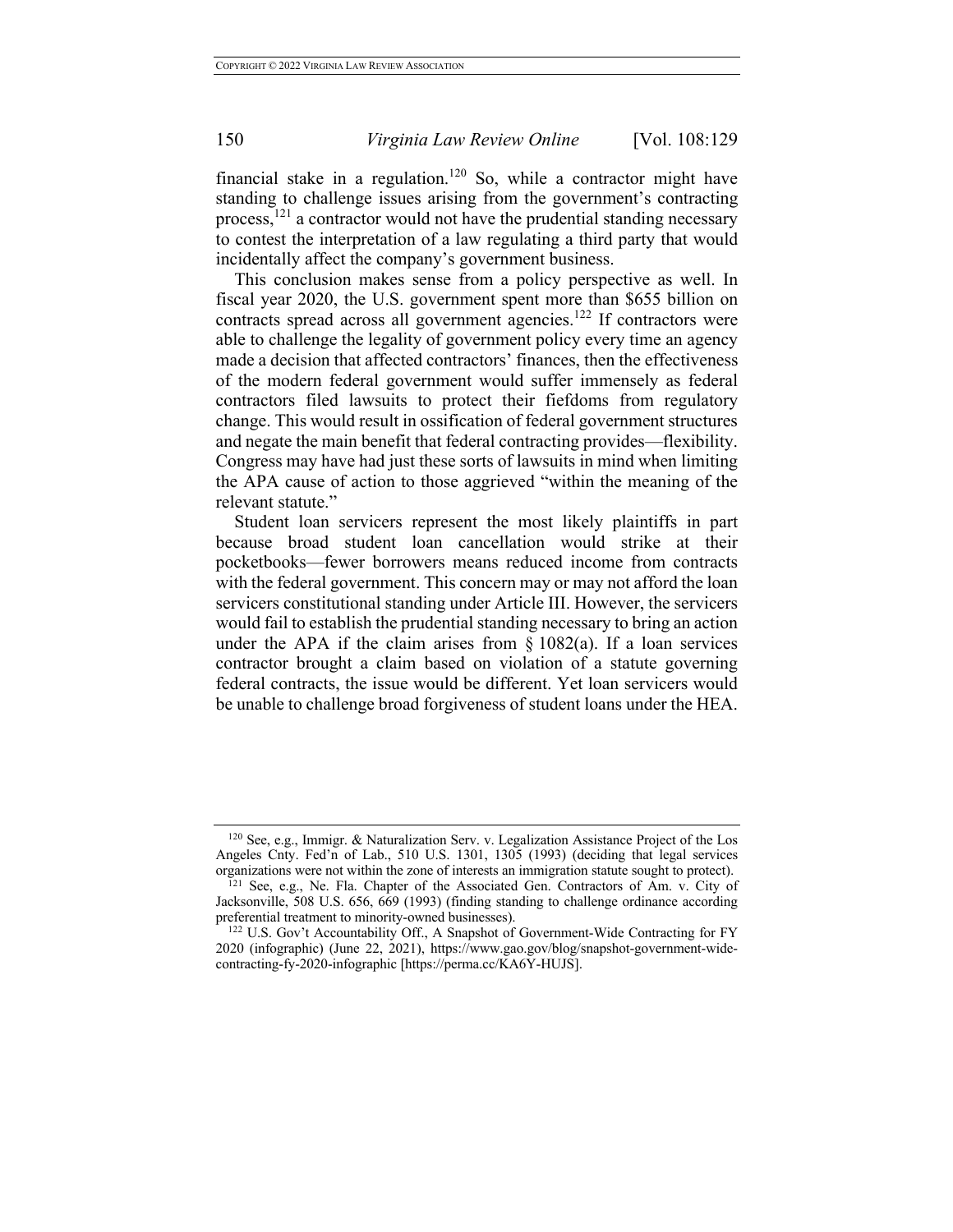financial stake in a regulation.[120] So, while a contractor might have standing to challenge issues arising from the government's contracting process,[121] a contractor would not have the prudential standing necessary to contest the interpretation of a law regulating a third party that would incidentally affect the company's government business.

This conclusion makes sense from a policy perspective as well. In fiscal year 2020, the U.S. government spent more than $655 billion on contracts spread across all government agencies.[122] If contractors were able to challenge the legality of government policy every time an agency made a decision that affected contractors' finances, then the effectiveness of the modern federal government would suffer immensely as federal contractors filed lawsuits to protect their fiefdoms from regulatory change. This would result in ossification of federal government structures and negate the main benefit that federal contracting provides—flexibility. Congress may have had just these sorts of lawsuits in mind when limiting the APA cause of action to those aggrieved "within the meaning of the relevant statute."

Student loan servicers represent the most likely plaintiffs in part because broad student loan cancellation would strike at their pocketbooks—fewer borrowers means reduced income from contracts with the federal government. This concern may or may not afford the loan servicers constitutional standing under Article III. However, the servicers would fail to establish the prudential standing necessary to bring an action under the APA if the claim arises from § 1082(a). If a loan services contractor brought a claim based on violation of a statute governing federal contracts, the issue would be different. Yet loan servicers would be unable to challenge broad forgiveness of student loans under the HEA.

---

[120] See, e.g., Immigr. & Naturalization Serv. v. Legalization Assistance Project of the Los Angeles Cnty. Fed'n of Lab., 510 U.S. 1301, 1305 (1993) (deciding that legal services organizations were not within the zone of interests an immigration statute sought to protect).

[121] See, e.g., Ne. Fla. Chapter of the Associated Gen. Contractors of Am. v. City of Jacksonville, 508 U.S. 656, 669 (1993) (finding standing to challenge ordinance according preferential treatment to minority-owned businesses).

[122] U.S. Gov't Accountability Off., A Snapshot of Government-Wide Contracting for FY 2020 (infographic) (June 22, 2021), https://www.gao.gov/blog/snapshot-government-wide-contracting-fy-2020-infographic [https://perma.cc/KA6Y-HUJS].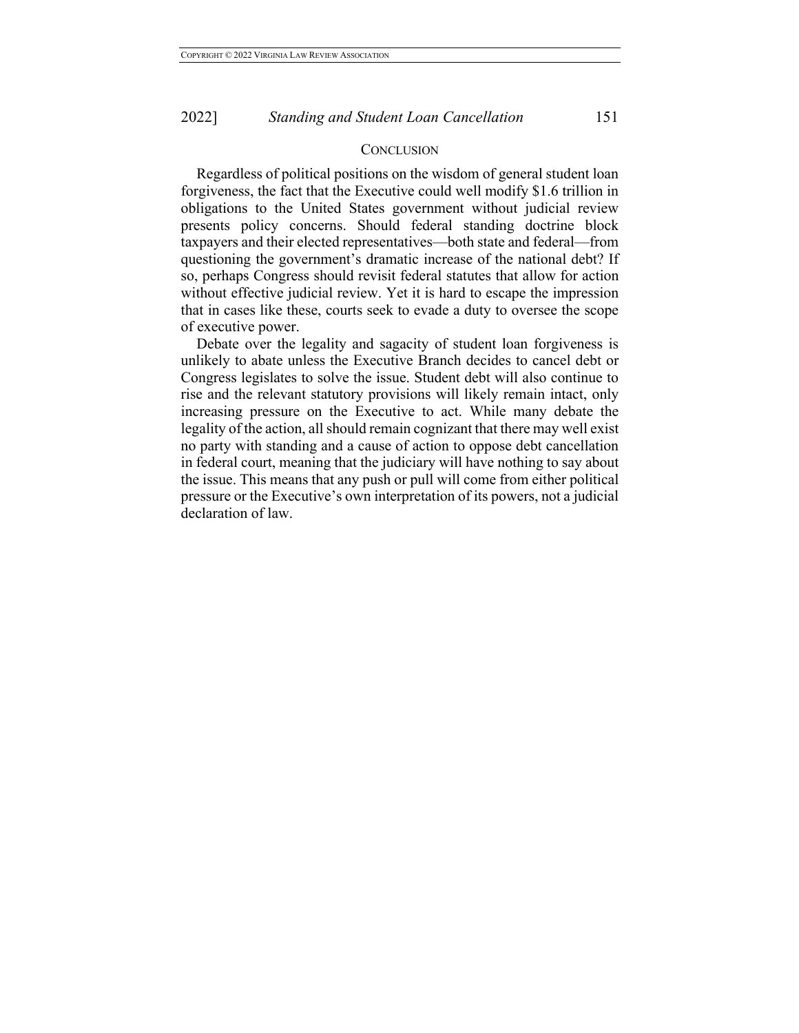## Conclusion

Regardless of political positions on the wisdom of general student loan forgiveness, the fact that the Executive could well modify $1.6 trillion in obligations to the United States government without judicial review presents policy concerns. Should federal standing doctrine block taxpayers and their elected representatives—both state and federal—from questioning the government's dramatic increase of the national debt? If so, perhaps Congress should revisit federal statutes that allow for action without effective judicial review. Yet it is hard to escape the impression that in cases like these, courts seek to evade a duty to oversee the scope of executive power.

Debate over the legality and sagacity of student loan forgiveness is unlikely to abate unless the Executive Branch decides to cancel debt or Congress legislates to solve the issue. Student debt will also continue to rise and the relevant statutory provisions will likely remain intact, only increasing pressure on the Executive to act. While many debate the legality of the action, all should remain cognizant that there may well exist no party with standing and a cause of action to oppose debt cancellation in federal court, meaning that the judiciary will have nothing to say about the issue. This means that any push or pull will come from either political pressure or the Executive's own interpretation of its powers, not a judicial declaration of law.